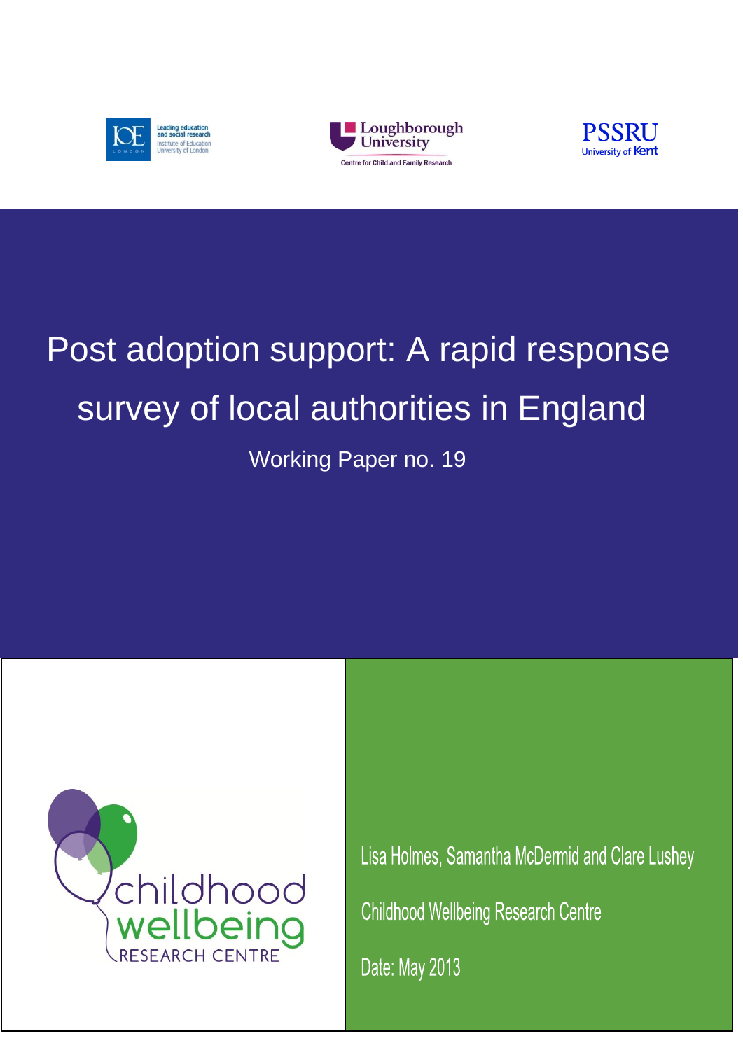Leading education and social research
Institute of Education
University of London

Loughborough University
Centre for Child and Family Research

PSSRU
University of Kent

# Post adoption support: A rapid response survey of local authorities in England

Working Paper no. 19

childhood wellbeing
RESEARCH CENTRE

Lisa Holmes, Samantha McDermid and Clare Lushey

Childhood Wellbeing Research Centre

Date: May 2013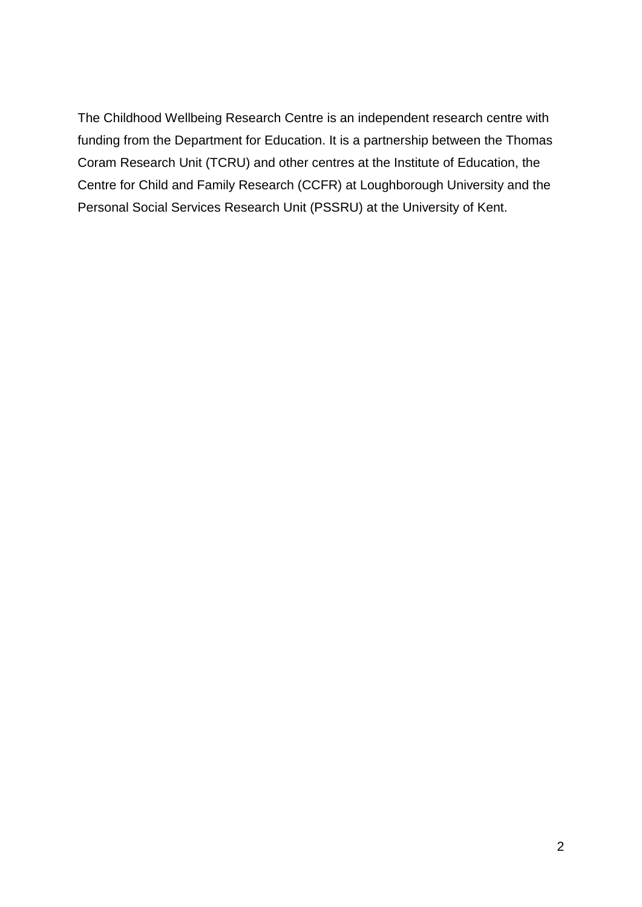The Childhood Wellbeing Research Centre is an independent research centre with funding from the Department for Education. It is a partnership between the Thomas Coram Research Unit (TCRU) and other centres at the Institute of Education, the Centre for Child and Family Research (CCFR) at Loughborough University and the Personal Social Services Research Unit (PSSRU) at the University of Kent.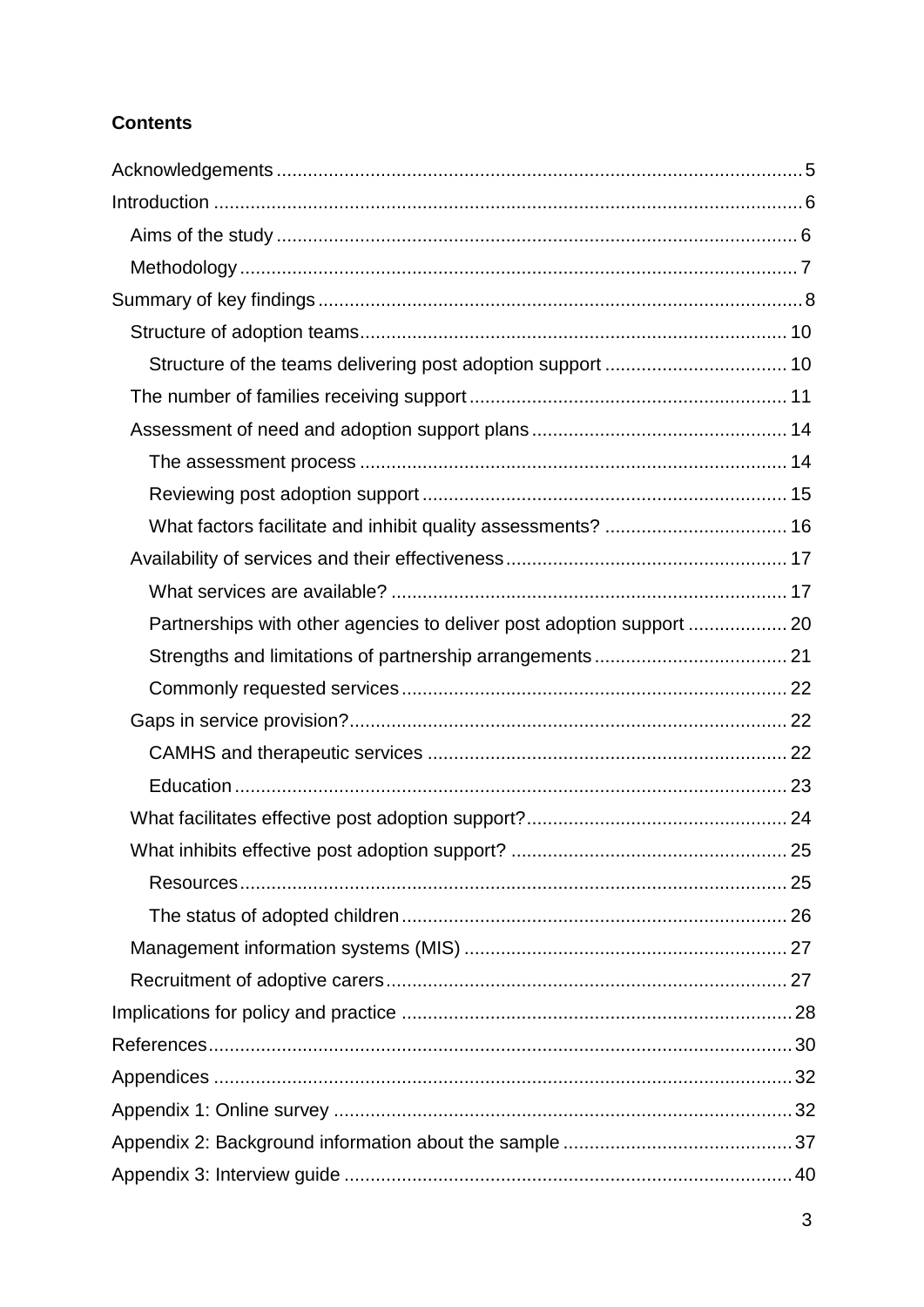**Contents**

Acknowledgements .......... 5

Introduction .......... 6

- Aims of the study .......... 6
- Methodology .......... 7

Summary of key findings .......... 8

- Structure of adoption teams .......... 10
  - Structure of the teams delivering post adoption support .......... 10
- The number of families receiving support .......... 11
- Assessment of need and adoption support plans .......... 14
  - The assessment process .......... 14
  - Reviewing post adoption support .......... 15
  - What factors facilitate and inhibit quality assessments? .......... 16
- Availability of services and their effectiveness .......... 17
  - What services are available? .......... 17
  - Partnerships with other agencies to deliver post adoption support .......... 20
  - Strengths and limitations of partnership arrangements .......... 21
  - Commonly requested services .......... 22
- Gaps in service provision? .......... 22
  - CAMHS and therapeutic services .......... 22
  - Education .......... 23
- What facilitates effective post adoption support? .......... 24
- What inhibits effective post adoption support? .......... 25
  - Resources .......... 25
  - The status of adopted children .......... 26
- Management information systems (MIS) .......... 27
- Recruitment of adoptive carers .......... 27

Implications for policy and practice .......... 28

References .......... 30

Appendices .......... 32

Appendix 1: Online survey .......... 32

Appendix 2: Background information about the sample .......... 37

Appendix 3: Interview guide .......... 40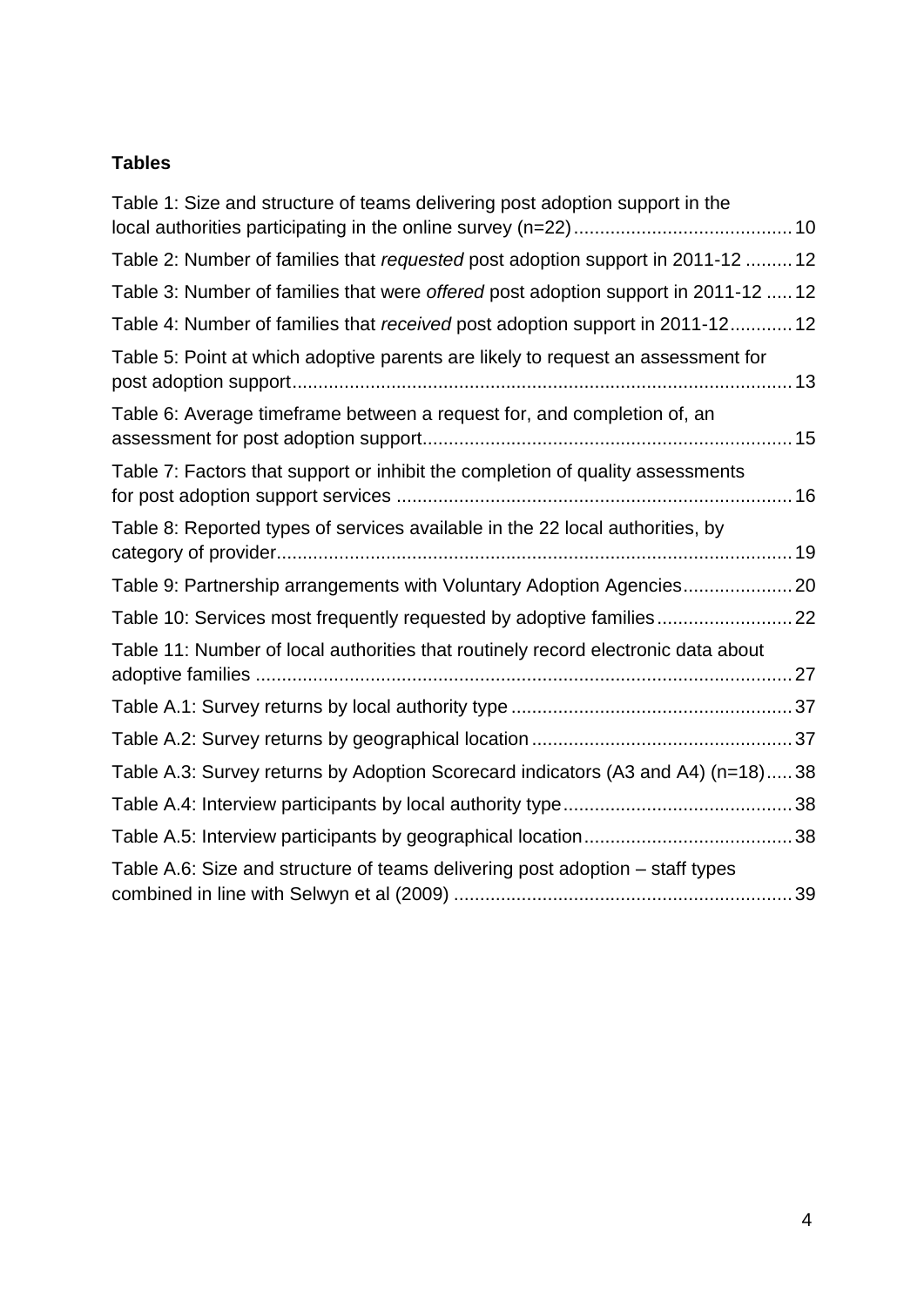**Tables**

Table 1: Size and structure of teams delivering post adoption support in the local authorities participating in the online survey (n=22) ..... 10

Table 2: Number of families that *requested* post adoption support in 2011-12 ..... 12

Table 3: Number of families that were *offered* post adoption support in 2011-12 ..... 12

Table 4: Number of families that *received* post adoption support in 2011-12 ..... 12

Table 5: Point at which adoptive parents are likely to request an assessment for post adoption support ..... 13

Table 6: Average timeframe between a request for, and completion of, an assessment for post adoption support ..... 15

Table 7: Factors that support or inhibit the completion of quality assessments for post adoption support services ..... 16

Table 8: Reported types of services available in the 22 local authorities, by category of provider ..... 19

Table 9: Partnership arrangements with Voluntary Adoption Agencies ..... 20

Table 10: Services most frequently requested by adoptive families ..... 22

Table 11: Number of local authorities that routinely record electronic data about adoptive families ..... 27

Table A.1: Survey returns by local authority type ..... 37

Table A.2: Survey returns by geographical location ..... 37

Table A.3: Survey returns by Adoption Scorecard indicators (A3 and A4) (n=18) ..... 38

Table A.4: Interview participants by local authority type ..... 38

Table A.5: Interview participants by geographical location ..... 38

Table A.6: Size and structure of teams delivering post adoption – staff types combined in line with Selwyn et al (2009) ..... 39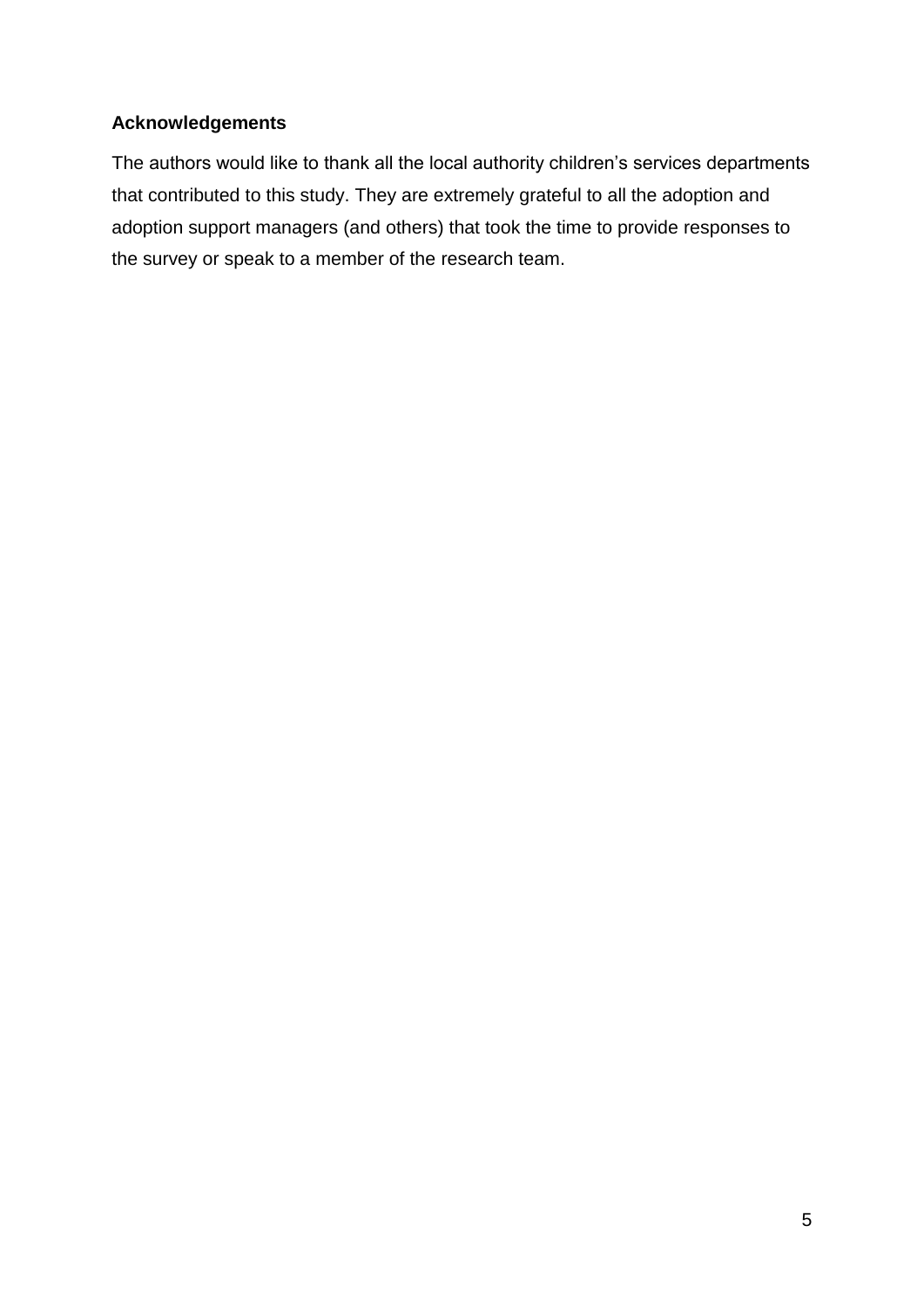## Acknowledgements

The authors would like to thank all the local authority children's services departments that contributed to this study. They are extremely grateful to all the adoption and adoption support managers (and others) that took the time to provide responses to the survey or speak to a member of the research team.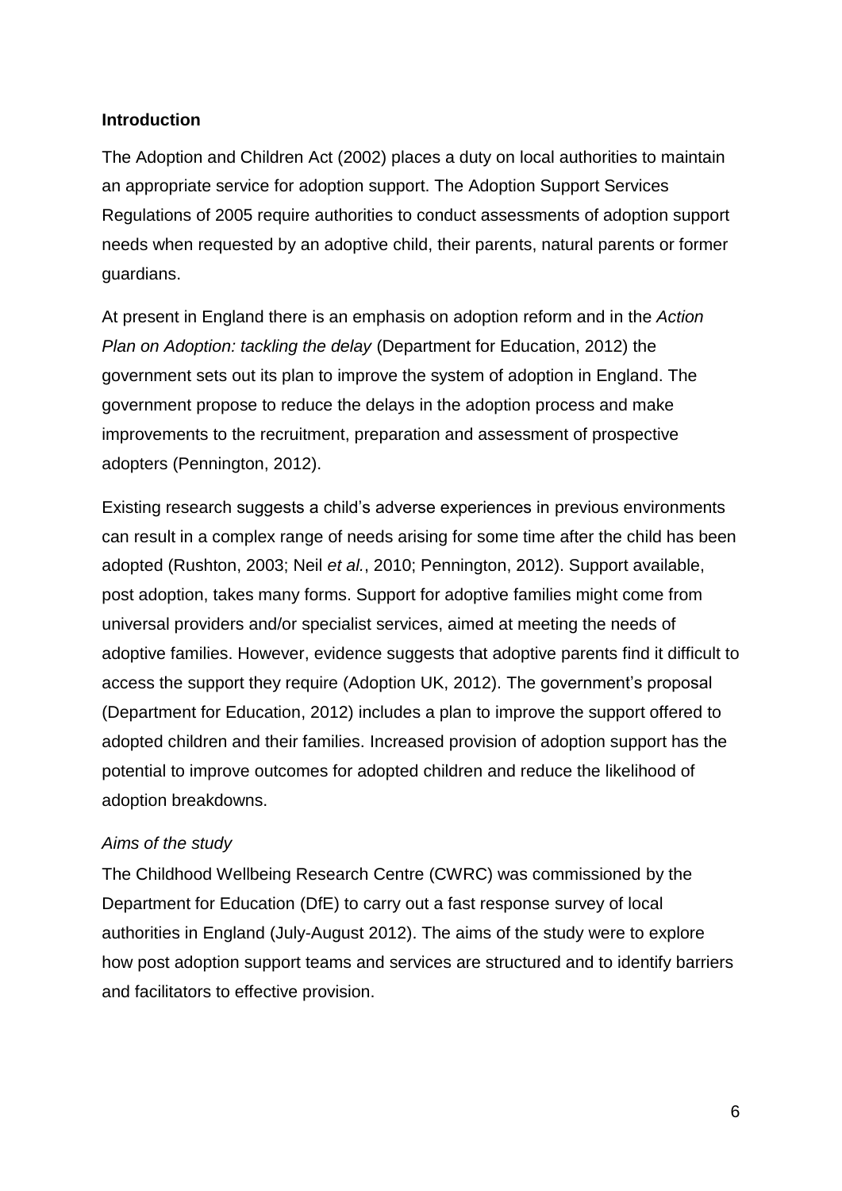## Introduction

The Adoption and Children Act (2002) places a duty on local authorities to maintain an appropriate service for adoption support. The Adoption Support Services Regulations of 2005 require authorities to conduct assessments of adoption support needs when requested by an adoptive child, their parents, natural parents or former guardians.

At present in England there is an emphasis on adoption reform and in the *Action Plan on Adoption: tackling the delay* (Department for Education, 2012) the government sets out its plan to improve the system of adoption in England. The government propose to reduce the delays in the adoption process and make improvements to the recruitment, preparation and assessment of prospective adopters (Pennington, 2012).

Existing research suggests a child's adverse experiences in previous environments can result in a complex range of needs arising for some time after the child has been adopted (Rushton, 2003; Neil *et al.*, 2010; Pennington, 2012). Support available, post adoption, takes many forms. Support for adoptive families might come from universal providers and/or specialist services, aimed at meeting the needs of adoptive families. However, evidence suggests that adoptive parents find it difficult to access the support they require (Adoption UK, 2012). The government's proposal (Department for Education, 2012) includes a plan to improve the support offered to adopted children and their families. Increased provision of adoption support has the potential to improve outcomes for adopted children and reduce the likelihood of adoption breakdowns.

### *Aims of the study*

The Childhood Wellbeing Research Centre (CWRC) was commissioned by the Department for Education (DfE) to carry out a fast response survey of local authorities in England (July-August 2012). The aims of the study were to explore how post adoption support teams and services are structured and to identify barriers and facilitators to effective provision.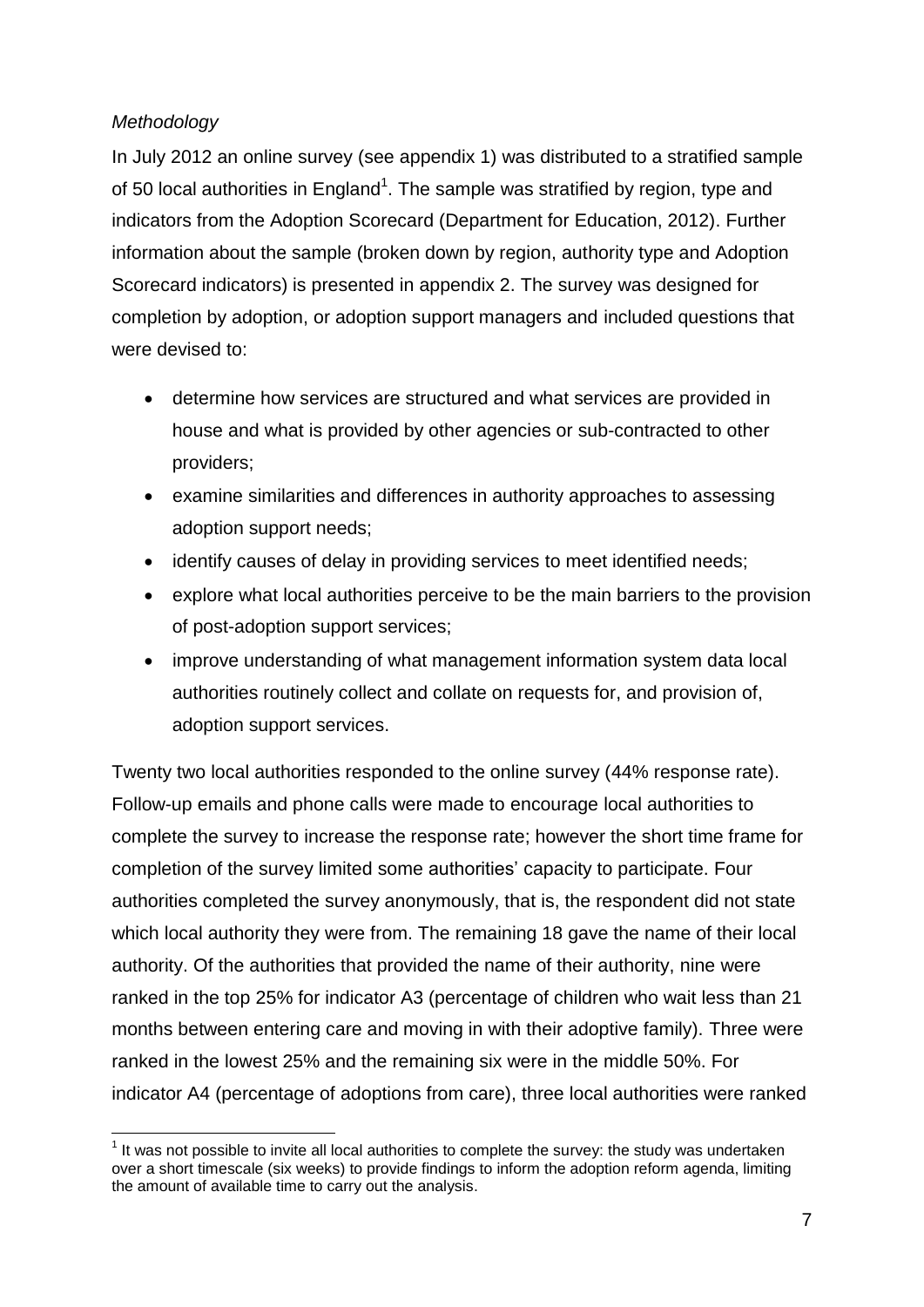*Methodology*

In July 2012 an online survey (see appendix 1) was distributed to a stratified sample of 50 local authorities in England[1]. The sample was stratified by region, type and indicators from the Adoption Scorecard (Department for Education, 2012). Further information about the sample (broken down by region, authority type and Adoption Scorecard indicators) is presented in appendix 2. The survey was designed for completion by adoption, or adoption support managers and included questions that were devised to:

- determine how services are structured and what services are provided in house and what is provided by other agencies or sub-contracted to other providers;
- examine similarities and differences in authority approaches to assessing adoption support needs;
- identify causes of delay in providing services to meet identified needs;
- explore what local authorities perceive to be the main barriers to the provision of post-adoption support services;
- improve understanding of what management information system data local authorities routinely collect and collate on requests for, and provision of, adoption support services.

Twenty two local authorities responded to the online survey (44% response rate). Follow-up emails and phone calls were made to encourage local authorities to complete the survey to increase the response rate; however the short time frame for completion of the survey limited some authorities' capacity to participate. Four authorities completed the survey anonymously, that is, the respondent did not state which local authority they were from. The remaining 18 gave the name of their local authority. Of the authorities that provided the name of their authority, nine were ranked in the top 25% for indicator A3 (percentage of children who wait less than 21 months between entering care and moving in with their adoptive family). Three were ranked in the lowest 25% and the remaining six were in the middle 50%. For indicator A4 (percentage of adoptions from care), three local authorities were ranked

[1] It was not possible to invite all local authorities to complete the survey: the study was undertaken over a short timescale (six weeks) to provide findings to inform the adoption reform agenda, limiting the amount of available time to carry out the analysis.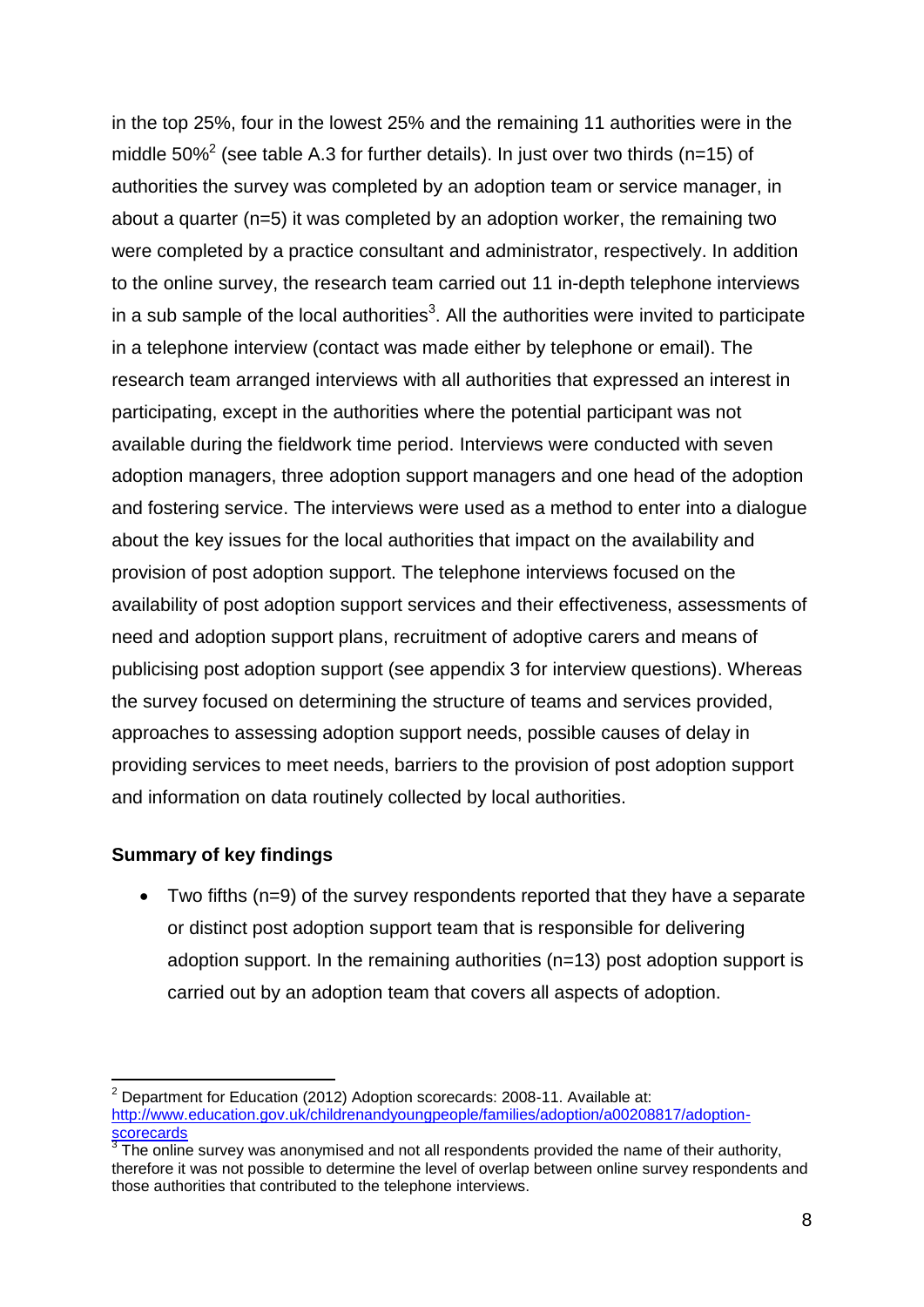in the top 25%, four in the lowest 25% and the remaining 11 authorities were in the middle 50%[2] (see table A.3 for further details). In just over two thirds (n=15) of authorities the survey was completed by an adoption team or service manager, in about a quarter (n=5) it was completed by an adoption worker, the remaining two were completed by a practice consultant and administrator, respectively. In addition to the online survey, the research team carried out 11 in-depth telephone interviews in a sub sample of the local authorities[3]. All the authorities were invited to participate in a telephone interview (contact was made either by telephone or email). The research team arranged interviews with all authorities that expressed an interest in participating, except in the authorities where the potential participant was not available during the fieldwork time period. Interviews were conducted with seven adoption managers, three adoption support managers and one head of the adoption and fostering service. The interviews were used as a method to enter into a dialogue about the key issues for the local authorities that impact on the availability and provision of post adoption support. The telephone interviews focused on the availability of post adoption support services and their effectiveness, assessments of need and adoption support plans, recruitment of adoptive carers and means of publicising post adoption support (see appendix 3 for interview questions). Whereas the survey focused on determining the structure of teams and services provided, approaches to assessing adoption support needs, possible causes of delay in providing services to meet needs, barriers to the provision of post adoption support and information on data routinely collected by local authorities.

**Summary of key findings**

- Two fifths (n=9) of the survey respondents reported that they have a separate or distinct post adoption support team that is responsible for delivering adoption support. In the remaining authorities (n=13) post adoption support is carried out by an adoption team that covers all aspects of adoption.

---

[2] Department for Education (2012) Adoption scorecards: 2008-11. Available at: http://www.education.gov.uk/childrenandyoungpeople/families/adoption/a00208817/adoption-scorecards

[3] The online survey was anonymised and not all respondents provided the name of their authority, therefore it was not possible to determine the level of overlap between online survey respondents and those authorities that contributed to the telephone interviews.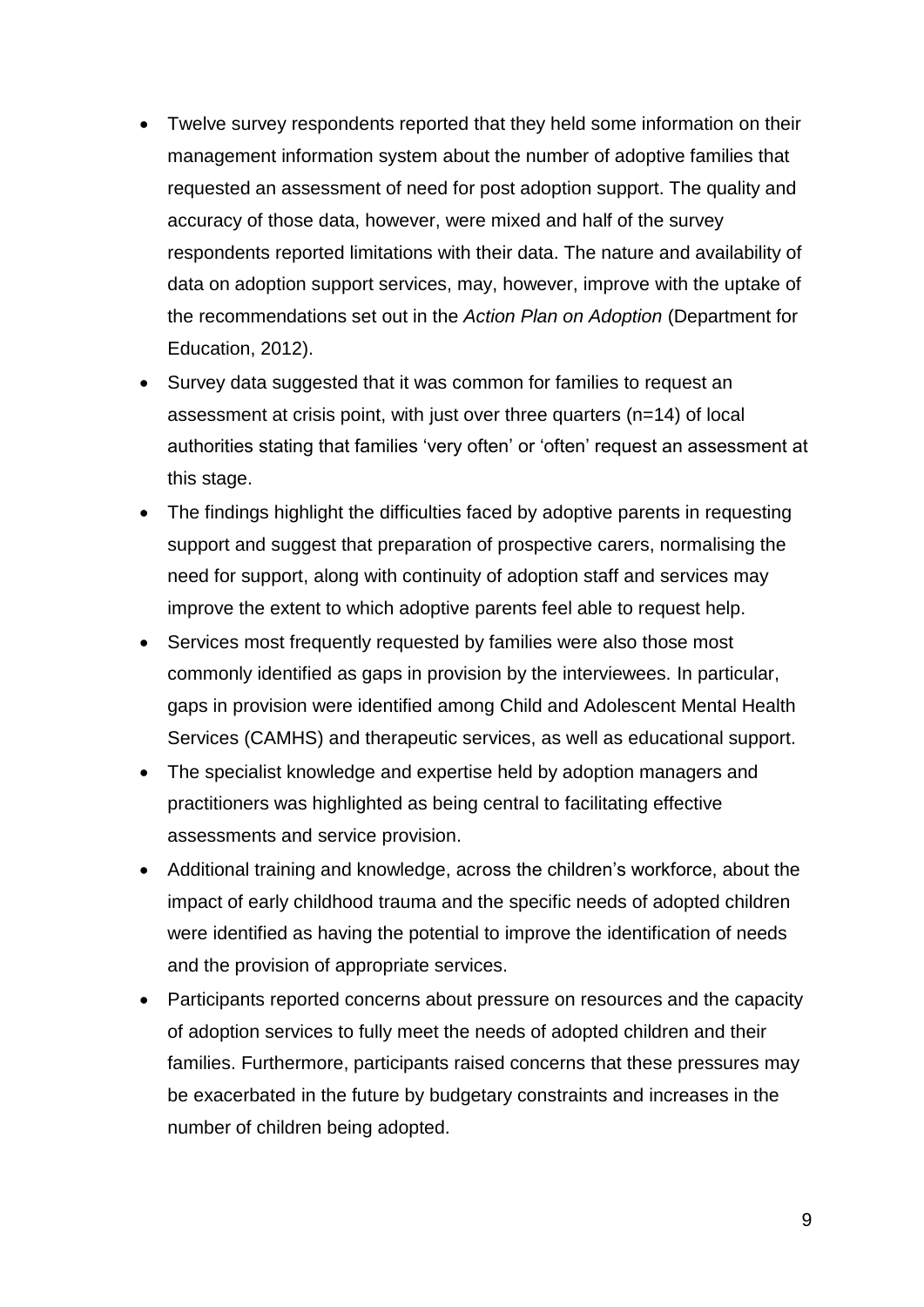- Twelve survey respondents reported that they held some information on their management information system about the number of adoptive families that requested an assessment of need for post adoption support. The quality and accuracy of those data, however, were mixed and half of the survey respondents reported limitations with their data. The nature and availability of data on adoption support services, may, however, improve with the uptake of the recommendations set out in the *Action Plan on Adoption* (Department for Education, 2012).
- Survey data suggested that it was common for families to request an assessment at crisis point, with just over three quarters (n=14) of local authorities stating that families 'very often' or 'often' request an assessment at this stage.
- The findings highlight the difficulties faced by adoptive parents in requesting support and suggest that preparation of prospective carers, normalising the need for support, along with continuity of adoption staff and services may improve the extent to which adoptive parents feel able to request help.
- Services most frequently requested by families were also those most commonly identified as gaps in provision by the interviewees. In particular, gaps in provision were identified among Child and Adolescent Mental Health Services (CAMHS) and therapeutic services, as well as educational support.
- The specialist knowledge and expertise held by adoption managers and practitioners was highlighted as being central to facilitating effective assessments and service provision.
- Additional training and knowledge, across the children's workforce, about the impact of early childhood trauma and the specific needs of adopted children were identified as having the potential to improve the identification of needs and the provision of appropriate services.
- Participants reported concerns about pressure on resources and the capacity of adoption services to fully meet the needs of adopted children and their families. Furthermore, participants raised concerns that these pressures may be exacerbated in the future by budgetary constraints and increases in the number of children being adopted.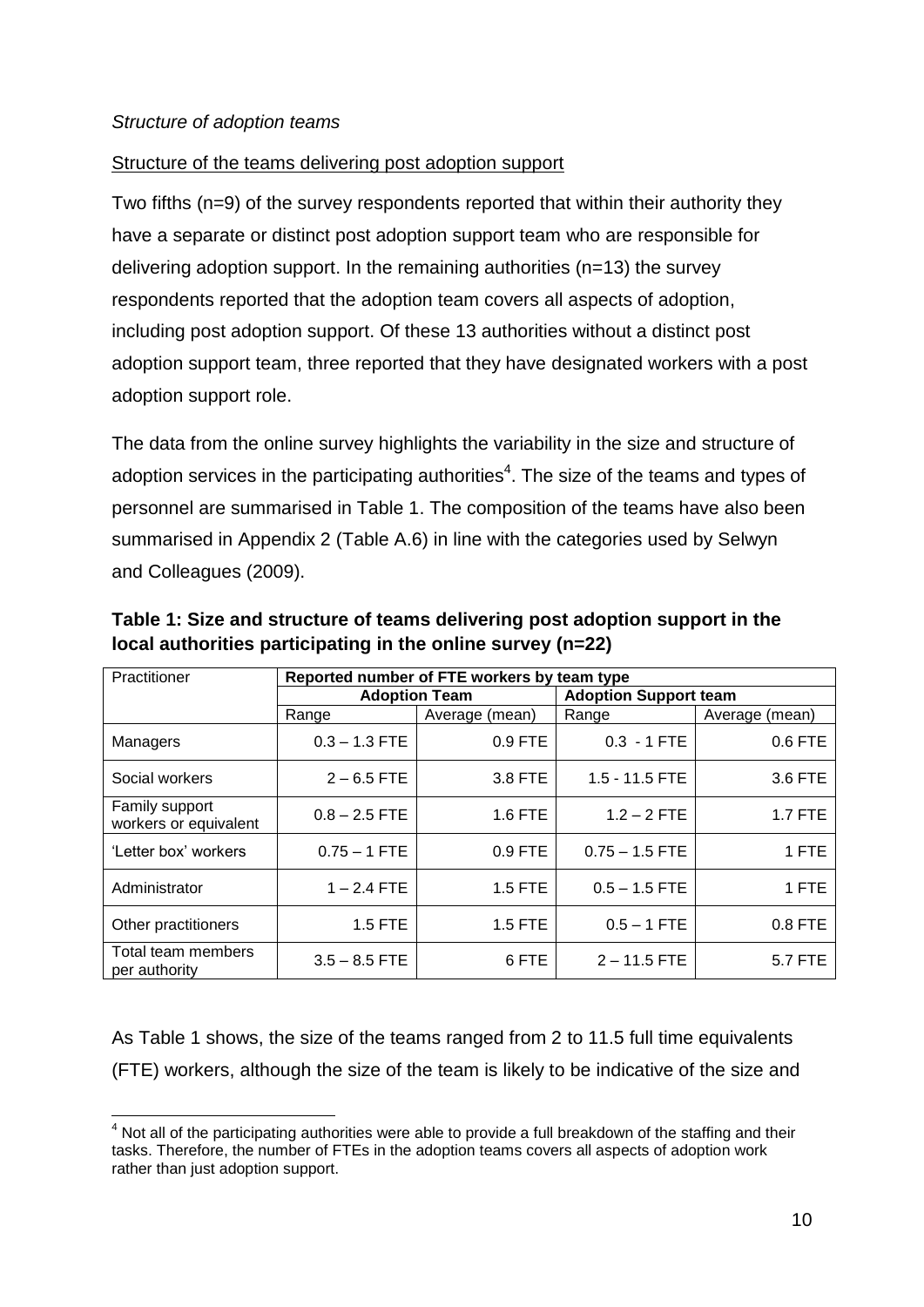*Structure of adoption teams*

Structure of the teams delivering post adoption support

Two fifths (n=9) of the survey respondents reported that within their authority they have a separate or distinct post adoption support team who are responsible for delivering adoption support. In the remaining authorities (n=13) the survey respondents reported that the adoption team covers all aspects of adoption, including post adoption support. Of these 13 authorities without a distinct post adoption support team, three reported that they have designated workers with a post adoption support role.

The data from the online survey highlights the variability in the size and structure of adoption services in the participating authorities[4]. The size of the teams and types of personnel are summarised in Table 1. The composition of the teams have also been summarised in Appendix 2 (Table A.6) in line with the categories used by Selwyn and Colleagues (2009).

**Table 1: Size and structure of teams delivering post adoption support in the local authorities participating in the online survey (n=22)**

| Practitioner | Reported number of FTE workers by team type | | | |
|---|---|---|---|---|
| | Adoption Team | | Adoption Support team | |
| | Range | Average (mean) | Range | Average (mean) |
| Managers | 0.3 – 1.3 FTE | 0.9 FTE | 0.3 - 1 FTE | 0.6 FTE |
| Social workers | 2 – 6.5 FTE | 3.8 FTE | 1.5 - 11.5 FTE | 3.6 FTE |
| Family support workers or equivalent | 0.8 – 2.5 FTE | 1.6 FTE | 1.2 – 2 FTE | 1.7 FTE |
| 'Letter box' workers | 0.75 – 1 FTE | 0.9 FTE | 0.75 – 1.5 FTE | 1 FTE |
| Administrator | 1 – 2.4 FTE | 1.5 FTE | 0.5 – 1.5 FTE | 1 FTE |
| Other practitioners | 1.5 FTE | 1.5 FTE | 0.5 – 1 FTE | 0.8 FTE |
| Total team members per authority | 3.5 – 8.5 FTE | 6 FTE | 2 – 11.5 FTE | 5.7 FTE |

As Table 1 shows, the size of the teams ranged from 2 to 11.5 full time equivalents (FTE) workers, although the size of the team is likely to be indicative of the size and

[4] Not all of the participating authorities were able to provide a full breakdown of the staffing and their tasks. Therefore, the number of FTEs in the adoption teams covers all aspects of adoption work rather than just adoption support.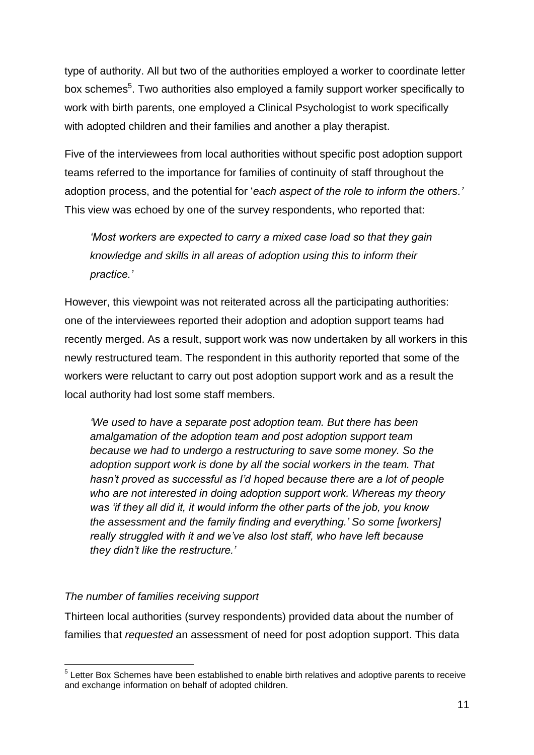type of authority. All but two of the authorities employed a worker to coordinate letter box schemes[5]. Two authorities also employed a family support worker specifically to work with birth parents, one employed a Clinical Psychologist to work specifically with adopted children and their families and another a play therapist.

Five of the interviewees from local authorities without specific post adoption support teams referred to the importance for families of continuity of staff throughout the adoption process, and the potential for '*each aspect of the role to inform the others.*' This view was echoed by one of the survey respondents, who reported that:

> *'Most workers are expected to carry a mixed case load so that they gain knowledge and skills in all areas of adoption using this to inform their practice.'*

However, this viewpoint was not reiterated across all the participating authorities: one of the interviewees reported their adoption and adoption support teams had recently merged. As a result, support work was now undertaken by all workers in this newly restructured team. The respondent in this authority reported that some of the workers were reluctant to carry out post adoption support work and as a result the local authority had lost some staff members.

> *'We used to have a separate post adoption team. But there has been amalgamation of the adoption team and post adoption support team because we had to undergo a restructuring to save some money. So the adoption support work is done by all the social workers in the team. That hasn't proved as successful as I'd hoped because there are a lot of people who are not interested in doing adoption support work. Whereas my theory was 'if they all did it, it would inform the other parts of the job, you know the assessment and the family finding and everything.' So some [workers] really struggled with it and we've also lost staff, who have left because they didn't like the restructure.'*

*The number of families receiving support*

Thirteen local authorities (survey respondents) provided data about the number of families that *requested* an assessment of need for post adoption support. This data

[5] Letter Box Schemes have been established to enable birth relatives and adoptive parents to receive and exchange information on behalf of adopted children.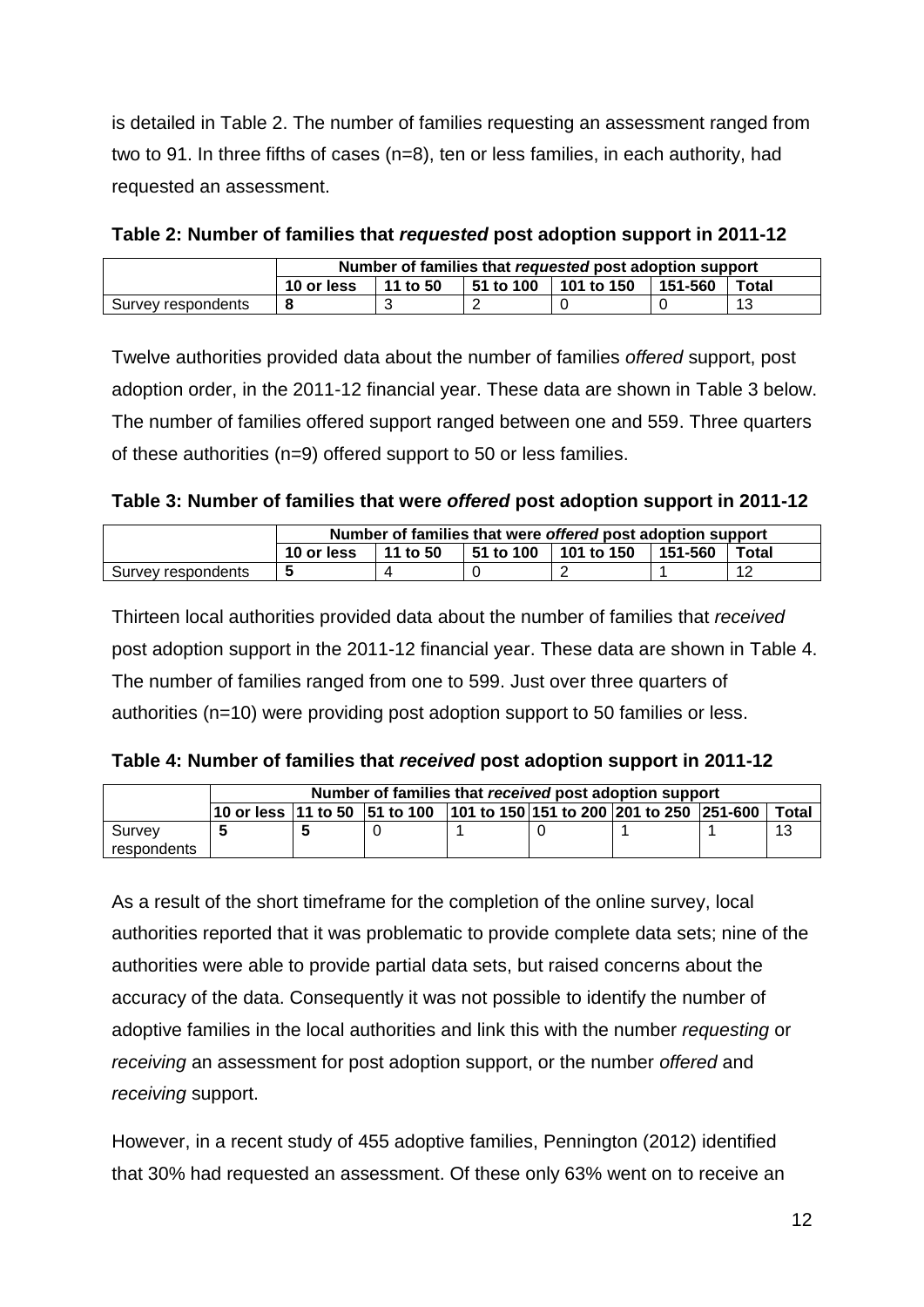is detailed in Table 2. The number of families requesting an assessment ranged from two to 91. In three fifths of cases (n=8), ten or less families, in each authority, had requested an assessment.

**Table 2: Number of families that *requested* post adoption support in 2011-12**

| | Number of families that *requested* post adoption support | | | | | |
|---|---|---|---|---|---|---|
| | **10 or less** | **11 to 50** | **51 to 100** | **101 to 150** | **151-560** | **Total** |
| Survey respondents | **8** | 3 | 2 | 0 | 0 | 13 |

Twelve authorities provided data about the number of families *offered* support, post adoption order, in the 2011-12 financial year. These data are shown in Table 3 below. The number of families offered support ranged between one and 559. Three quarters of these authorities (n=9) offered support to 50 or less families.

**Table 3: Number of families that were *offered* post adoption support in 2011-12**

| | Number of families that were *offered* post adoption support | | | | | |
|---|---|---|---|---|---|---|
| | **10 or less** | **11 to 50** | **51 to 100** | **101 to 150** | **151-560** | **Total** |
| Survey respondents | **5** | 4 | 0 | 2 | 1 | 12 |

Thirteen local authorities provided data about the number of families that *received* post adoption support in the 2011-12 financial year. These data are shown in Table 4. The number of families ranged from one to 599. Just over three quarters of authorities (n=10) were providing post adoption support to 50 families or less.

**Table 4: Number of families that *received* post adoption support in 2011-12**

| | Number of families that *received* post adoption support | | | | | | | |
|---|---|---|---|---|---|---|---|---|
| | **10 or less** | **11 to 50** | **51 to 100** | **101 to 150** | **151 to 200** | **201 to 250** | **251-600** | **Total** |
| Survey respondents | **5** | **5** | 0 | 1 | 0 | 1 | 1 | 13 |

As a result of the short timeframe for the completion of the online survey, local authorities reported that it was problematic to provide complete data sets; nine of the authorities were able to provide partial data sets, but raised concerns about the accuracy of the data. Consequently it was not possible to identify the number of adoptive families in the local authorities and link this with the number *requesting* or *receiving* an assessment for post adoption support, or the number *offered* and *receiving* support.

However, in a recent study of 455 adoptive families, Pennington (2012) identified that 30% had requested an assessment. Of these only 63% went on to receive an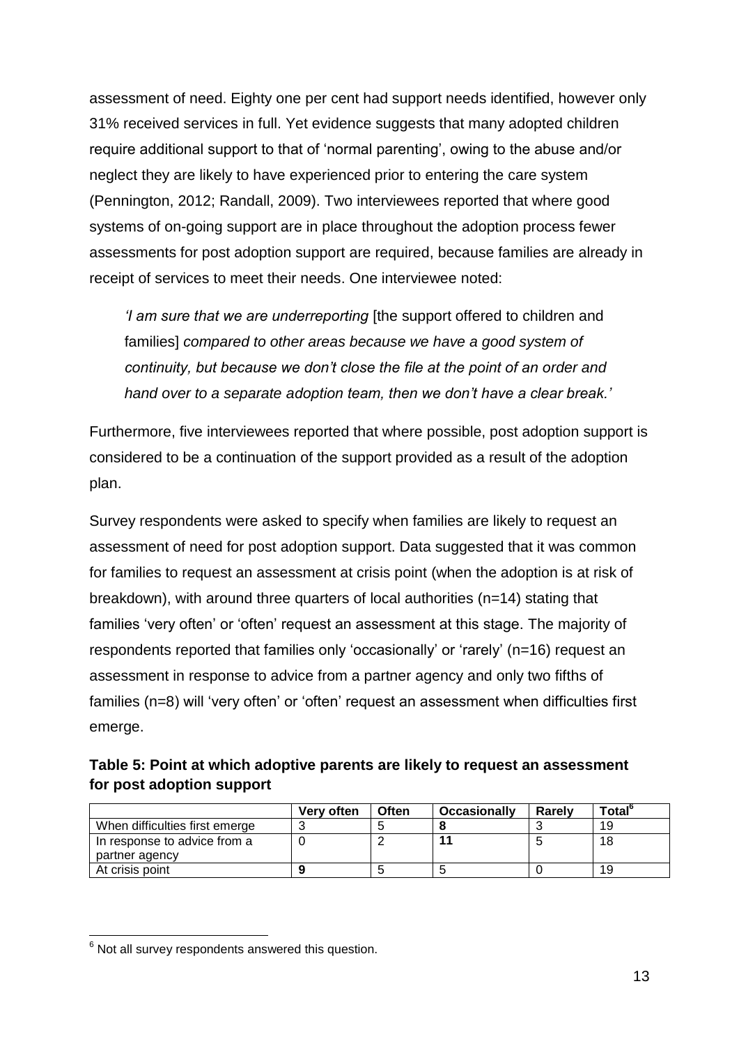assessment of need. Eighty one per cent had support needs identified, however only 31% received services in full. Yet evidence suggests that many adopted children require additional support to that of 'normal parenting', owing to the abuse and/or neglect they are likely to have experienced prior to entering the care system (Pennington, 2012; Randall, 2009). Two interviewees reported that where good systems of on-going support are in place throughout the adoption process fewer assessments for post adoption support are required, because families are already in receipt of services to meet their needs. One interviewee noted:

> *'I am sure that we are underreporting* [the support offered to children and families] *compared to other areas because we have a good system of continuity, but because we don't close the file at the point of an order and hand over to a separate adoption team, then we don't have a clear break.'*

Furthermore, five interviewees reported that where possible, post adoption support is considered to be a continuation of the support provided as a result of the adoption plan.

Survey respondents were asked to specify when families are likely to request an assessment of need for post adoption support. Data suggested that it was common for families to request an assessment at crisis point (when the adoption is at risk of breakdown), with around three quarters of local authorities (n=14) stating that families 'very often' or 'often' request an assessment at this stage. The majority of respondents reported that families only 'occasionally' or 'rarely' (n=16) request an assessment in response to advice from a partner agency and only two fifths of families (n=8) will 'very often' or 'often' request an assessment when difficulties first emerge.

**Table 5: Point at which adoptive parents are likely to request an assessment for post adoption support**

| | Very often | Often | Occasionally | Rarely | Total[6] |
|---|---|---|---|---|---|
| When difficulties first emerge | 3 | 5 | **8** | 3 | 19 |
| In response to advice from a partner agency | 0 | 2 | **11** | 5 | 18 |
| At crisis point | **9** | 5 | 5 | 0 | 19 |

[6] Not all survey respondents answered this question.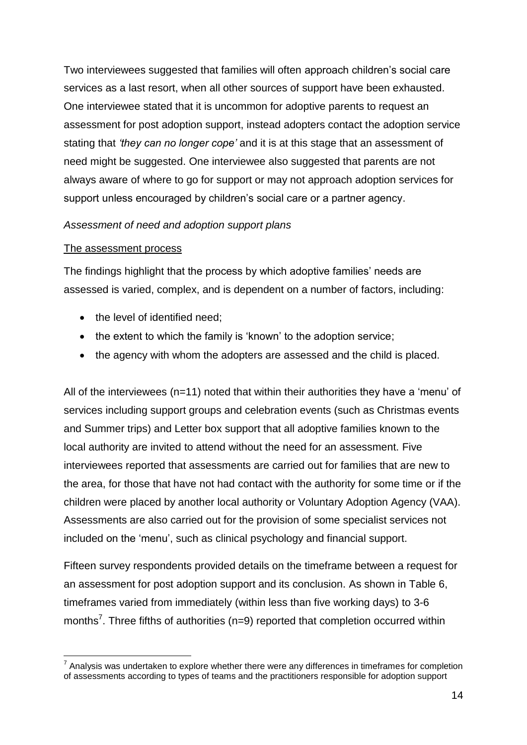Two interviewees suggested that families will often approach children's social care services as a last resort, when all other sources of support have been exhausted. One interviewee stated that it is uncommon for adoptive parents to request an assessment for post adoption support, instead adopters contact the adoption service stating that *'they can no longer cope'* and it is at this stage that an assessment of need might be suggested. One interviewee also suggested that parents are not always aware of where to go for support or may not approach adoption services for support unless encouraged by children's social care or a partner agency.

*Assessment of need and adoption support plans*

<u>The assessment process</u>

The findings highlight that the process by which adoptive families' needs are assessed is varied, complex, and is dependent on a number of factors, including:

- the level of identified need;
- the extent to which the family is 'known' to the adoption service;
- the agency with whom the adopters are assessed and the child is placed.

All of the interviewees (n=11) noted that within their authorities they have a 'menu' of services including support groups and celebration events (such as Christmas events and Summer trips) and Letter box support that all adoptive families known to the local authority are invited to attend without the need for an assessment. Five interviewees reported that assessments are carried out for families that are new to the area, for those that have not had contact with the authority for some time or if the children were placed by another local authority or Voluntary Adoption Agency (VAA). Assessments are also carried out for the provision of some specialist services not included on the 'menu', such as clinical psychology and financial support.

Fifteen survey respondents provided details on the timeframe between a request for an assessment for post adoption support and its conclusion. As shown in Table 6, timeframes varied from immediately (within less than five working days) to 3-6 months[7]. Three fifths of authorities (n=9) reported that completion occurred within

[7] Analysis was undertaken to explore whether there were any differences in timeframes for completion of assessments according to types of teams and the practitioners responsible for adoption support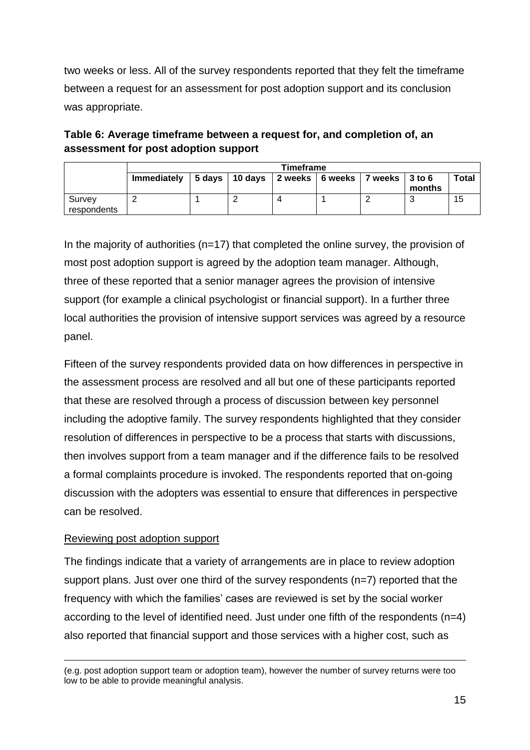two weeks or less. All of the survey respondents reported that they felt the timeframe between a request for an assessment for post adoption support and its conclusion was appropriate.

**Table 6: Average timeframe between a request for, and completion of, an assessment for post adoption support**

| | Timeframe | | | | | | | |
|---|---|---|---|---|---|---|---|---|
| | **Immediately** | **5 days** | **10 days** | **2 weeks** | **6 weeks** | **7 weeks** | **3 to 6 months** | **Total** |
| Survey respondents | 2 | 1 | 2 | 4 | 1 | 2 | 3 | 15 |

In the majority of authorities (n=17) that completed the online survey, the provision of most post adoption support is agreed by the adoption team manager. Although, three of these reported that a senior manager agrees the provision of intensive support (for example a clinical psychologist or financial support). In a further three local authorities the provision of intensive support services was agreed by a resource panel.

Fifteen of the survey respondents provided data on how differences in perspective in the assessment process are resolved and all but one of these participants reported that these are resolved through a process of discussion between key personnel including the adoptive family. The survey respondents highlighted that they consider resolution of differences in perspective to be a process that starts with discussions, then involves support from a team manager and if the difference fails to be resolved a formal complaints procedure is invoked. The respondents reported that on-going discussion with the adopters was essential to ensure that differences in perspective can be resolved.

### Reviewing post adoption support

The findings indicate that a variety of arrangements are in place to review adoption support plans. Just over one third of the survey respondents (n=7) reported that the frequency with which the families' cases are reviewed is set by the social worker according to the level of identified need. Just under one fifth of the respondents (n=4) also reported that financial support and those services with a higher cost, such as

(e.g. post adoption support team or adoption team), however the number of survey returns were too low to be able to provide meaningful analysis.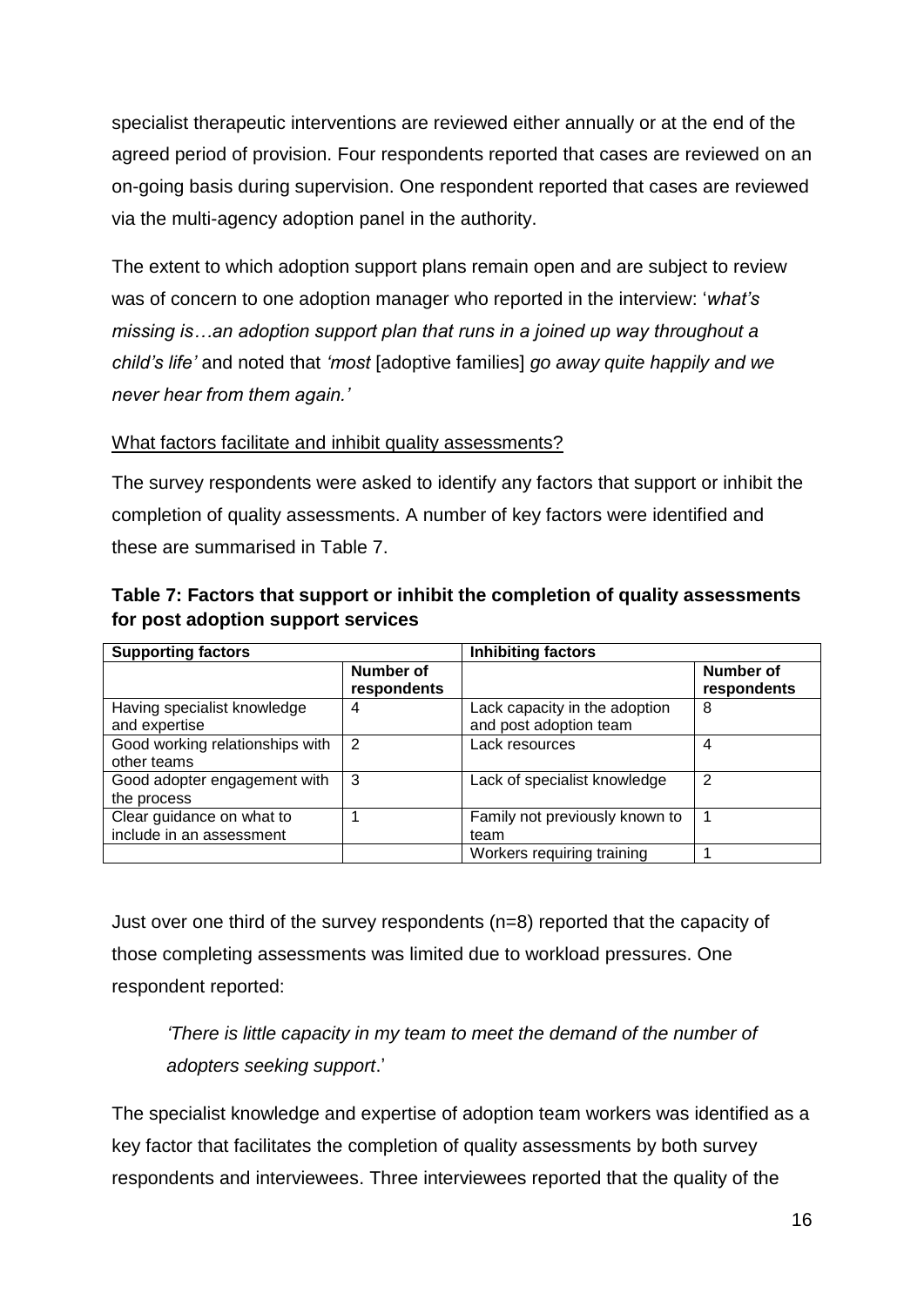specialist therapeutic interventions are reviewed either annually or at the end of the agreed period of provision. Four respondents reported that cases are reviewed on an on-going basis during supervision. One respondent reported that cases are reviewed via the multi-agency adoption panel in the authority.

The extent to which adoption support plans remain open and are subject to review was of concern to one adoption manager who reported in the interview: '*what's missing is…an adoption support plan that runs in a joined up way throughout a child's life'* and noted that *'most* [adoptive families] *go away quite happily and we never hear from them again.'*

<u>What factors facilitate and inhibit quality assessments?</u>

The survey respondents were asked to identify any factors that support or inhibit the completion of quality assessments. A number of key factors were identified and these are summarised in Table 7.

**Table 7: Factors that support or inhibit the completion of quality assessments for post adoption support services**

| **Supporting factors** | | **Inhibiting factors** | |
|---|---|---|---|
| | **Number of respondents** | | **Number of respondents** |
| Having specialist knowledge and expertise | 4 | Lack capacity in the adoption and post adoption team | 8 |
| Good working relationships with other teams | 2 | Lack resources | 4 |
| Good adopter engagement with the process | 3 | Lack of specialist knowledge | 2 |
| Clear guidance on what to include in an assessment | 1 | Family not previously known to team | 1 |
| | | Workers requiring training | 1 |

Just over one third of the survey respondents (n=8) reported that the capacity of those completing assessments was limited due to workload pressures. One respondent reported:

> *'There is little capacity in my team to meet the demand of the number of adopters seeking support*.'

The specialist knowledge and expertise of adoption team workers was identified as a key factor that facilitates the completion of quality assessments by both survey respondents and interviewees. Three interviewees reported that the quality of the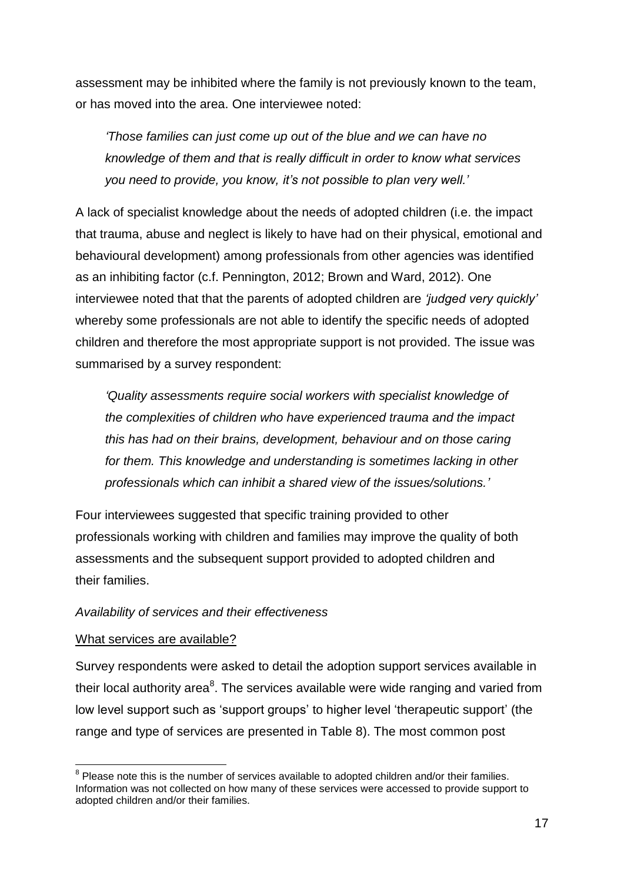assessment may be inhibited where the family is not previously known to the team, or has moved into the area. One interviewee noted:

> *'Those families can just come up out of the blue and we can have no knowledge of them and that is really difficult in order to know what services you need to provide, you know, it's not possible to plan very well.'*

A lack of specialist knowledge about the needs of adopted children (i.e. the impact that trauma, abuse and neglect is likely to have had on their physical, emotional and behavioural development) among professionals from other agencies was identified as an inhibiting factor (c.f. Pennington, 2012; Brown and Ward, 2012). One interviewee noted that that the parents of adopted children are *'judged very quickly'* whereby some professionals are not able to identify the specific needs of adopted children and therefore the most appropriate support is not provided. The issue was summarised by a survey respondent:

> *'Quality assessments require social workers with specialist knowledge of the complexities of children who have experienced trauma and the impact this has had on their brains, development, behaviour and on those caring for them. This knowledge and understanding is sometimes lacking in other professionals which can inhibit a shared view of the issues/solutions.'*

Four interviewees suggested that specific training provided to other professionals working with children and families may improve the quality of both assessments and the subsequent support provided to adopted children and their families.

*Availability of services and their effectiveness*

<u>What services are available?</u>

Survey respondents were asked to detail the adoption support services available in their local authority area[8]. The services available were wide ranging and varied from low level support such as 'support groups' to higher level 'therapeutic support' (the range and type of services are presented in Table 8). The most common post

[8] Please note this is the number of services available to adopted children and/or their families. Information was not collected on how many of these services were accessed to provide support to adopted children and/or their families.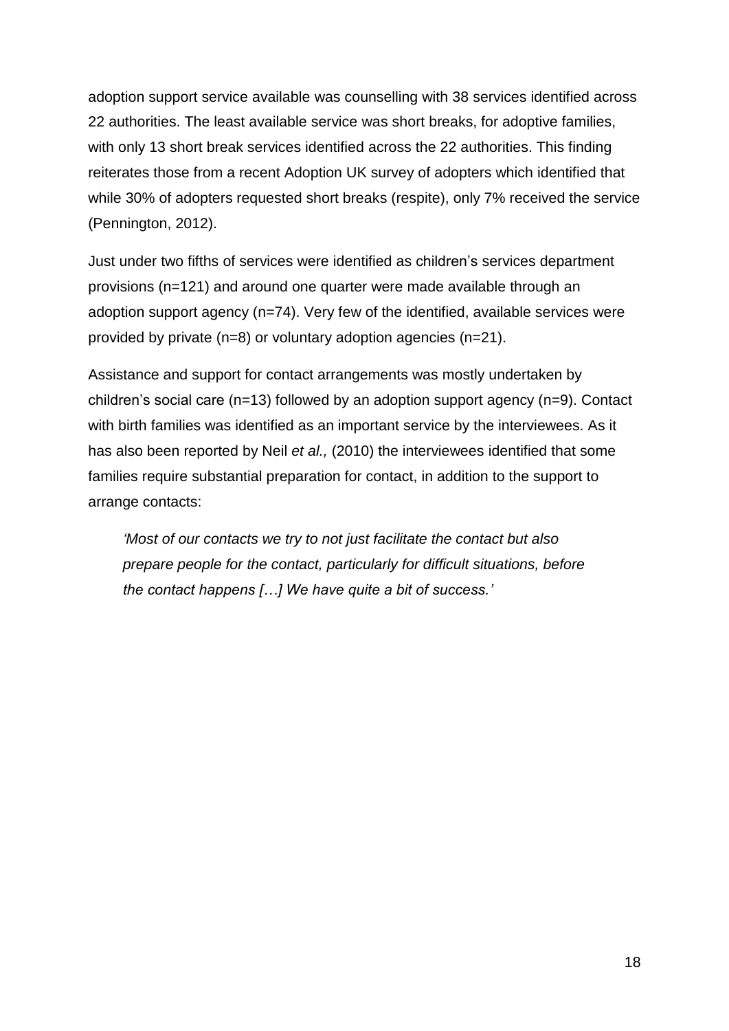adoption support service available was counselling with 38 services identified across 22 authorities. The least available service was short breaks, for adoptive families, with only 13 short break services identified across the 22 authorities. This finding reiterates those from a recent Adoption UK survey of adopters which identified that while 30% of adopters requested short breaks (respite), only 7% received the service (Pennington, 2012).

Just under two fifths of services were identified as children's services department provisions (n=121) and around one quarter were made available through an adoption support agency (n=74). Very few of the identified, available services were provided by private (n=8) or voluntary adoption agencies (n=21).

Assistance and support for contact arrangements was mostly undertaken by children's social care (n=13) followed by an adoption support agency (n=9). Contact with birth families was identified as an important service by the interviewees. As it has also been reported by Neil *et al.,* (2010) the interviewees identified that some families require substantial preparation for contact, in addition to the support to arrange contacts:

> *'Most of our contacts we try to not just facilitate the contact but also prepare people for the contact, particularly for difficult situations, before the contact happens […] We have quite a bit of success.'*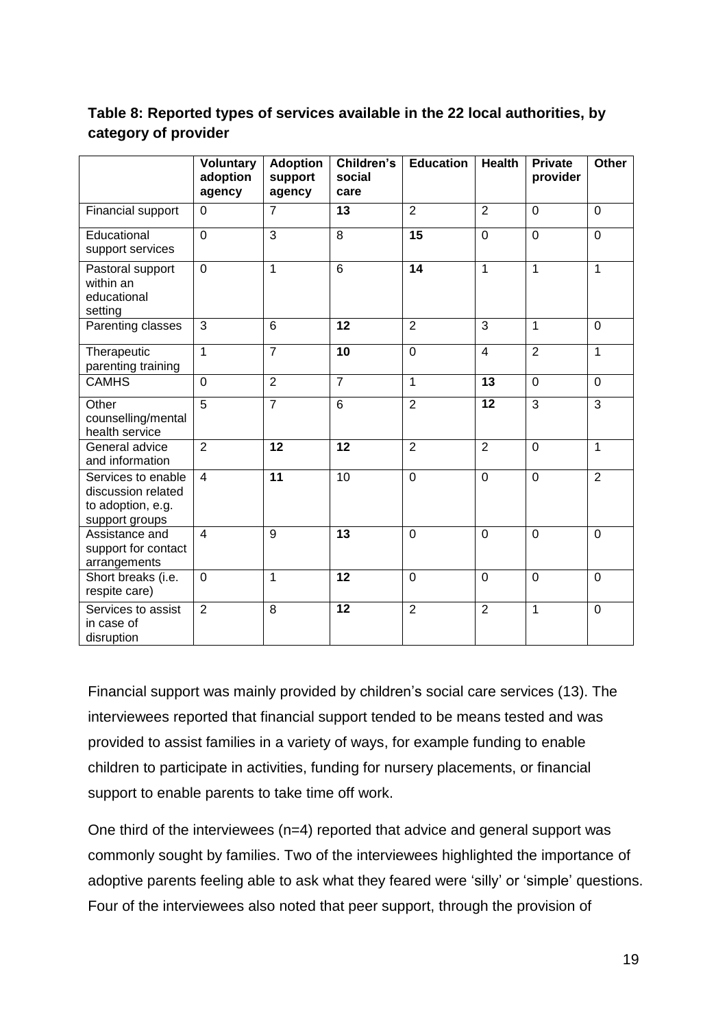**Table 8: Reported types of services available in the 22 local authorities, by category of provider**

| | Voluntary adoption agency | Adoption support agency | Children's social care | Education | Health | Private provider | Other |
|---|---|---|---|---|---|---|---|
| Financial support | 0 | 7 | **13** | 2 | 2 | 0 | 0 |
| Educational support services | 0 | 3 | 8 | **15** | 0 | 0 | 0 |
| Pastoral support within an educational setting | 0 | 1 | 6 | **14** | 1 | 1 | 1 |
| Parenting classes | 3 | 6 | **12** | 2 | 3 | 1 | 0 |
| Therapeutic parenting training | 1 | 7 | **10** | 0 | 4 | 2 | 1 |
| CAMHS | 0 | 2 | 7 | 1 | **13** | 0 | 0 |
| Other counselling/mental health service | 5 | 7 | 6 | 2 | **12** | 3 | 3 |
| General advice and information | 2 | **12** | **12** | 2 | 2 | 0 | 1 |
| Services to enable discussion related to adoption, e.g. support groups | 4 | **11** | 10 | 0 | 0 | 0 | 2 |
| Assistance and support for contact arrangements | 4 | 9 | **13** | 0 | 0 | 0 | 0 |
| Short breaks (i.e. respite care) | 0 | 1 | **12** | 0 | 0 | 0 | 0 |
| Services to assist in case of disruption | 2 | 8 | **12** | 2 | 2 | 1 | 0 |

Financial support was mainly provided by children's social care services (13). The interviewees reported that financial support tended to be means tested and was provided to assist families in a variety of ways, for example funding to enable children to participate in activities, funding for nursery placements, or financial support to enable parents to take time off work.

One third of the interviewees (n=4) reported that advice and general support was commonly sought by families. Two of the interviewees highlighted the importance of adoptive parents feeling able to ask what they feared were 'silly' or 'simple' questions. Four of the interviewees also noted that peer support, through the provision of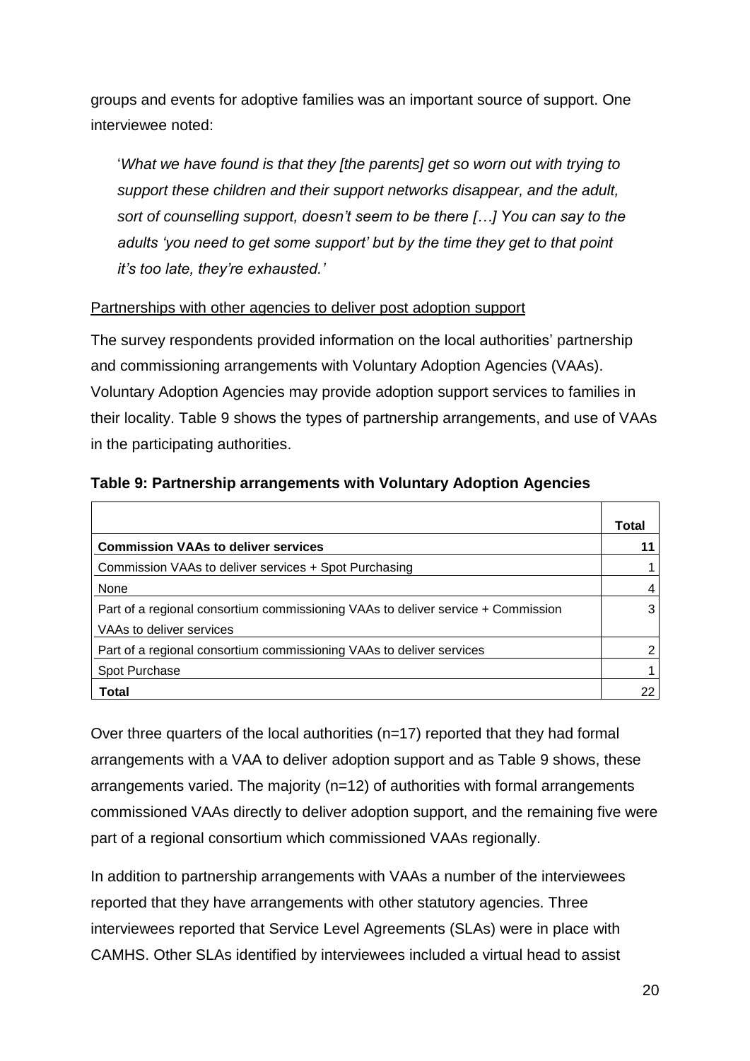groups and events for adoptive families was an important source of support. One interviewee noted:

> '*What we have found is that they [the parents] get so worn out with trying to support these children and their support networks disappear, and the adult, sort of counselling support, doesn't seem to be there […] You can say to the adults 'you need to get some support' but by the time they get to that point it's too late, they're exhausted.'*

Partnerships with other agencies to deliver post adoption support

The survey respondents provided information on the local authorities' partnership and commissioning arrangements with Voluntary Adoption Agencies (VAAs). Voluntary Adoption Agencies may provide adoption support services to families in their locality. Table 9 shows the types of partnership arrangements, and use of VAAs in the participating authorities.

**Table 9: Partnership arrangements with Voluntary Adoption Agencies**

| | Total |
|---|---|
| **Commission VAAs to deliver services** | **11** |
| Commission VAAs to deliver services + Spot Purchasing | 1 |
| None | 4 |
| Part of a regional consortium commissioning VAAs to deliver service + Commission VAAs to deliver services | 3 |
| Part of a regional consortium commissioning VAAs to deliver services | 2 |
| Spot Purchase | 1 |
| **Total** | 22 |

Over three quarters of the local authorities (n=17) reported that they had formal arrangements with a VAA to deliver adoption support and as Table 9 shows, these arrangements varied. The majority (n=12) of authorities with formal arrangements commissioned VAAs directly to deliver adoption support, and the remaining five were part of a regional consortium which commissioned VAAs regionally.

In addition to partnership arrangements with VAAs a number of the interviewees reported that they have arrangements with other statutory agencies. Three interviewees reported that Service Level Agreements (SLAs) were in place with CAMHS. Other SLAs identified by interviewees included a virtual head to assist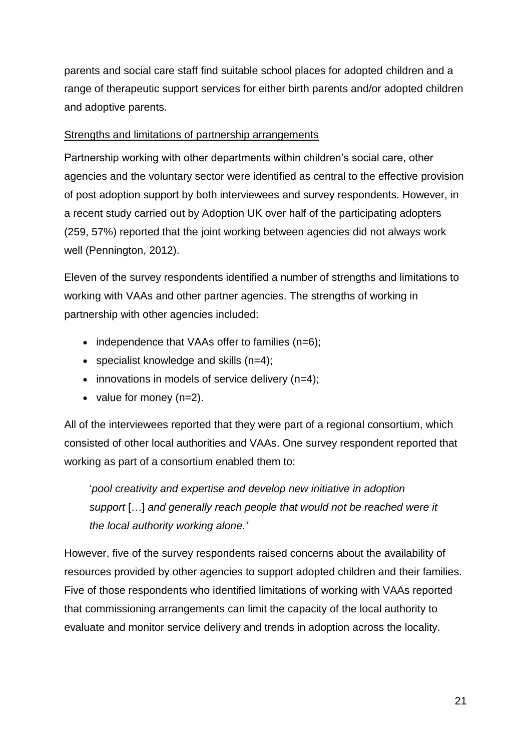parents and social care staff find suitable school places for adopted children and a range of therapeutic support services for either birth parents and/or adopted children and adoptive parents.

Strengths and limitations of partnership arrangements

Partnership working with other departments within children's social care, other agencies and the voluntary sector were identified as central to the effective provision of post adoption support by both interviewees and survey respondents. However, in a recent study carried out by Adoption UK over half of the participating adopters (259, 57%) reported that the joint working between agencies did not always work well (Pennington, 2012).

Eleven of the survey respondents identified a number of strengths and limitations to working with VAAs and other partner agencies. The strengths of working in partnership with other agencies included:

- independence that VAAs offer to families (n=6);
- specialist knowledge and skills (n=4);
- innovations in models of service delivery (n=4);
- value for money (n=2).

All of the interviewees reported that they were part of a regional consortium, which consisted of other local authorities and VAAs. One survey respondent reported that working as part of a consortium enabled them to:

> '*pool creativity and expertise and develop new initiative in adoption support* […] *and generally reach people that would not be reached were it the local authority working alone.'*

However, five of the survey respondents raised concerns about the availability of resources provided by other agencies to support adopted children and their families. Five of those respondents who identified limitations of working with VAAs reported that commissioning arrangements can limit the capacity of the local authority to evaluate and monitor service delivery and trends in adoption across the locality.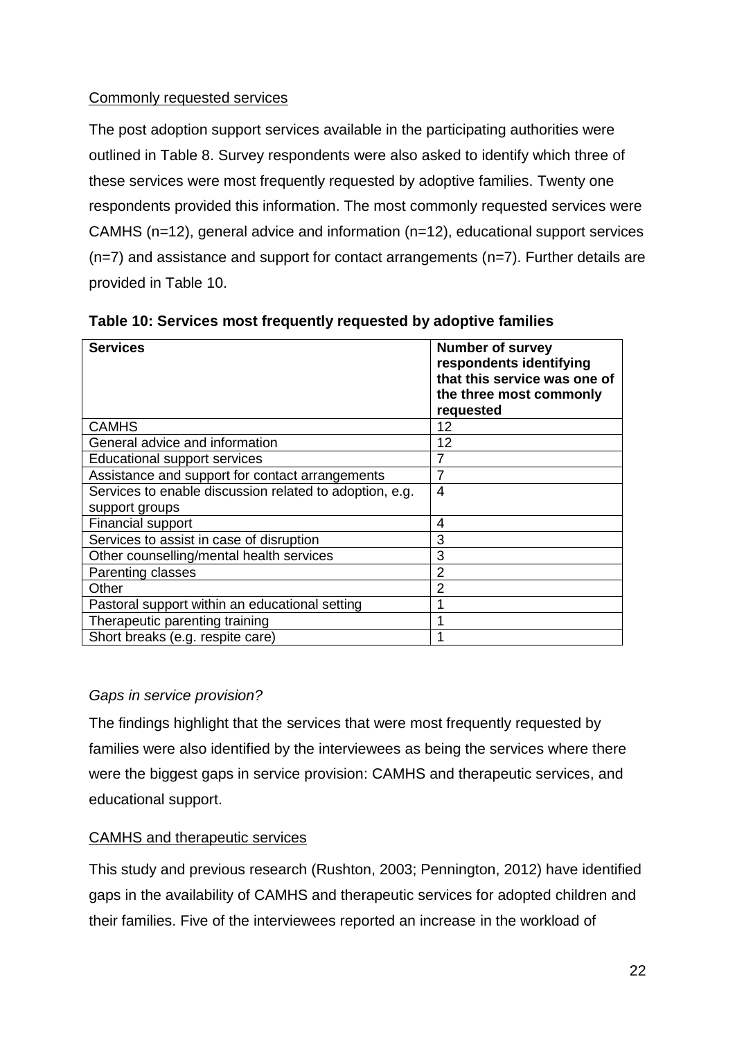Commonly requested services

The post adoption support services available in the participating authorities were outlined in Table 8. Survey respondents were also asked to identify which three of these services were most frequently requested by adoptive families. Twenty one respondents provided this information. The most commonly requested services were CAMHS (n=12), general advice and information (n=12), educational support services (n=7) and assistance and support for contact arrangements (n=7). Further details are provided in Table 10.

**Table 10: Services most frequently requested by adoptive families**

| Services | Number of survey respondents identifying that this service was one of the three most commonly requested |
|---|---|
| CAMHS | 12 |
| General advice and information | 12 |
| Educational support services | 7 |
| Assistance and support for contact arrangements | 7 |
| Services to enable discussion related to adoption, e.g. support groups | 4 |
| Financial support | 4 |
| Services to assist in case of disruption | 3 |
| Other counselling/mental health services | 3 |
| Parenting classes | 2 |
| Other | 2 |
| Pastoral support within an educational setting | 1 |
| Therapeutic parenting training | 1 |
| Short breaks (e.g. respite care) | 1 |

*Gaps in service provision?*

The findings highlight that the services that were most frequently requested by families were also identified by the interviewees as being the services where there were the biggest gaps in service provision: CAMHS and therapeutic services, and educational support.

CAMHS and therapeutic services

This study and previous research (Rushton, 2003; Pennington, 2012) have identified gaps in the availability of CAMHS and therapeutic services for adopted children and their families. Five of the interviewees reported an increase in the workload of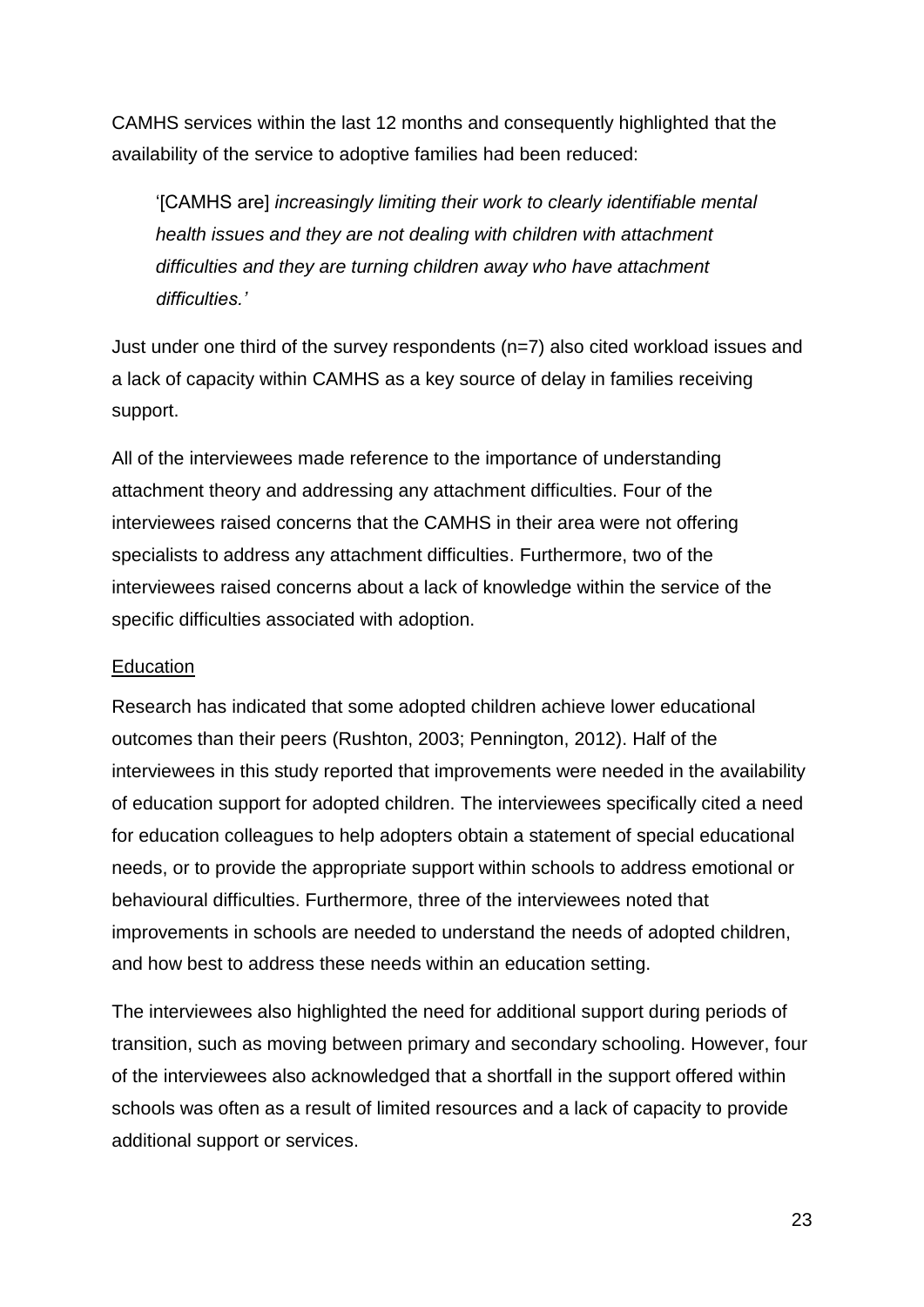CAMHS services within the last 12 months and consequently highlighted that the availability of the service to adoptive families had been reduced:

> '[CAMHS are] *increasingly limiting their work to clearly identifiable mental health issues and they are not dealing with children with attachment difficulties and they are turning children away who have attachment difficulties.'*

Just under one third of the survey respondents (n=7) also cited workload issues and a lack of capacity within CAMHS as a key source of delay in families receiving support.

All of the interviewees made reference to the importance of understanding attachment theory and addressing any attachment difficulties. Four of the interviewees raised concerns that the CAMHS in their area were not offering specialists to address any attachment difficulties. Furthermore, two of the interviewees raised concerns about a lack of knowledge within the service of the specific difficulties associated with adoption.

<u>Education</u>

Research has indicated that some adopted children achieve lower educational outcomes than their peers (Rushton, 2003; Pennington, 2012). Half of the interviewees in this study reported that improvements were needed in the availability of education support for adopted children. The interviewees specifically cited a need for education colleagues to help adopters obtain a statement of special educational needs, or to provide the appropriate support within schools to address emotional or behavioural difficulties. Furthermore, three of the interviewees noted that improvements in schools are needed to understand the needs of adopted children, and how best to address these needs within an education setting.

The interviewees also highlighted the need for additional support during periods of transition, such as moving between primary and secondary schooling. However, four of the interviewees also acknowledged that a shortfall in the support offered within schools was often as a result of limited resources and a lack of capacity to provide additional support or services.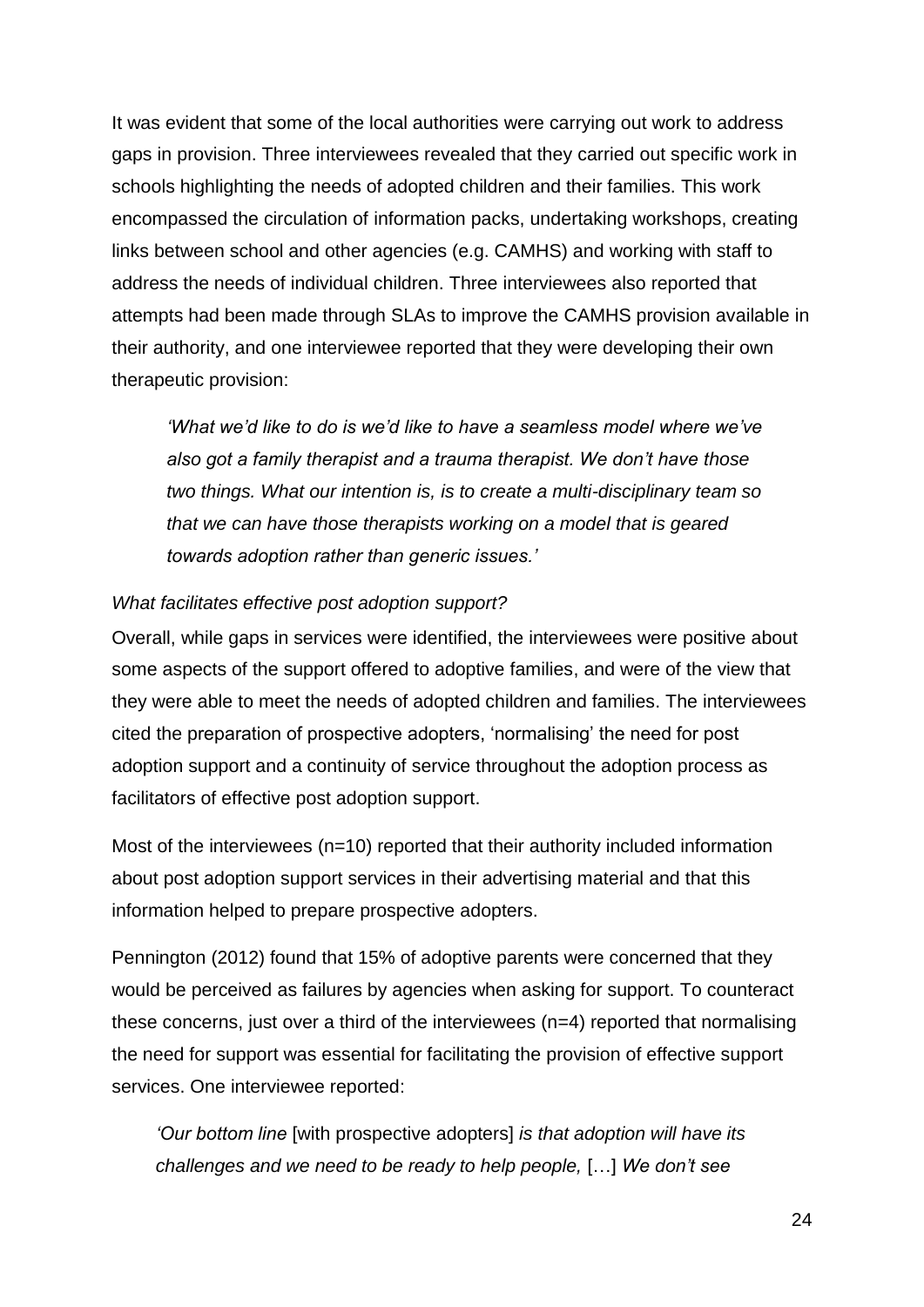It was evident that some of the local authorities were carrying out work to address gaps in provision. Three interviewees revealed that they carried out specific work in schools highlighting the needs of adopted children and their families. This work encompassed the circulation of information packs, undertaking workshops, creating links between school and other agencies (e.g. CAMHS) and working with staff to address the needs of individual children. Three interviewees also reported that attempts had been made through SLAs to improve the CAMHS provision available in their authority, and one interviewee reported that they were developing their own therapeutic provision:

> *'What we'd like to do is we'd like to have a seamless model where we've also got a family therapist and a trauma therapist. We don't have those two things. What our intention is, is to create a multi-disciplinary team so that we can have those therapists working on a model that is geared towards adoption rather than generic issues.'*

*What facilitates effective post adoption support?*

Overall, while gaps in services were identified, the interviewees were positive about some aspects of the support offered to adoptive families, and were of the view that they were able to meet the needs of adopted children and families. The interviewees cited the preparation of prospective adopters, 'normalising' the need for post adoption support and a continuity of service throughout the adoption process as facilitators of effective post adoption support.

Most of the interviewees (n=10) reported that their authority included information about post adoption support services in their advertising material and that this information helped to prepare prospective adopters.

Pennington (2012) found that 15% of adoptive parents were concerned that they would be perceived as failures by agencies when asking for support. To counteract these concerns, just over a third of the interviewees (n=4) reported that normalising the need for support was essential for facilitating the provision of effective support services. One interviewee reported:

> *'Our bottom line* [with prospective adopters] *is that adoption will have its challenges and we need to be ready to help people,* […] *We don't see*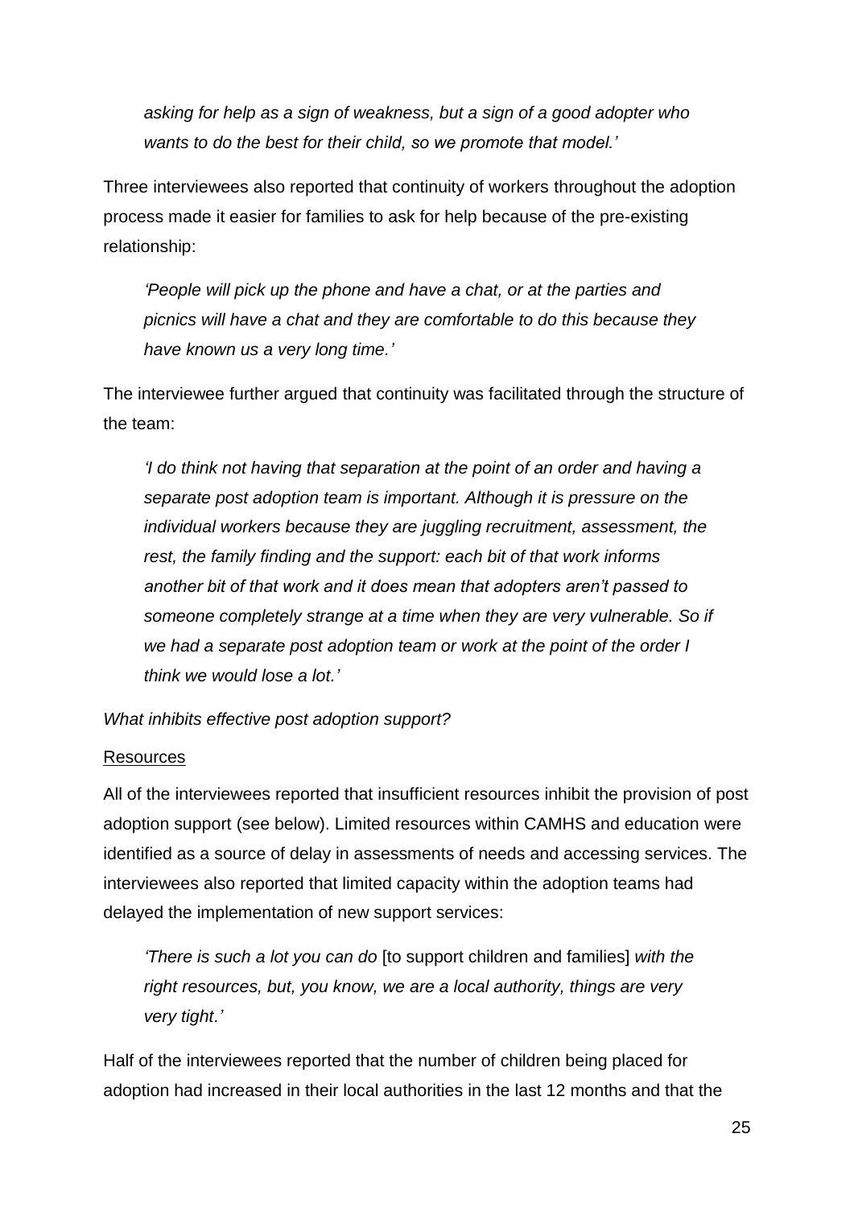*asking for help as a sign of weakness, but a sign of a good adopter who wants to do the best for their child, so we promote that model.'*

Three interviewees also reported that continuity of workers throughout the adoption process made it easier for families to ask for help because of the pre-existing relationship:

> *'People will pick up the phone and have a chat, or at the parties and picnics will have a chat and they are comfortable to do this because they have known us a very long time.'*

The interviewee further argued that continuity was facilitated through the structure of the team:

> *'I do think not having that separation at the point of an order and having a separate post adoption team is important. Although it is pressure on the individual workers because they are juggling recruitment, assessment, the rest, the family finding and the support: each bit of that work informs another bit of that work and it does mean that adopters aren't passed to someone completely strange at a time when they are very vulnerable. So if we had a separate post adoption team or work at the point of the order I think we would lose a lot.'*

*What inhibits effective post adoption support?*

<u>Resources</u>

All of the interviewees reported that insufficient resources inhibit the provision of post adoption support (see below). Limited resources within CAMHS and education were identified as a source of delay in assessments of needs and accessing services. The interviewees also reported that limited capacity within the adoption teams had delayed the implementation of new support services:

> *'There is such a lot you can do* [to support children and families] *with the right resources, but, you know, we are a local authority, things are very very tight.'*

Half of the interviewees reported that the number of children being placed for adoption had increased in their local authorities in the last 12 months and that the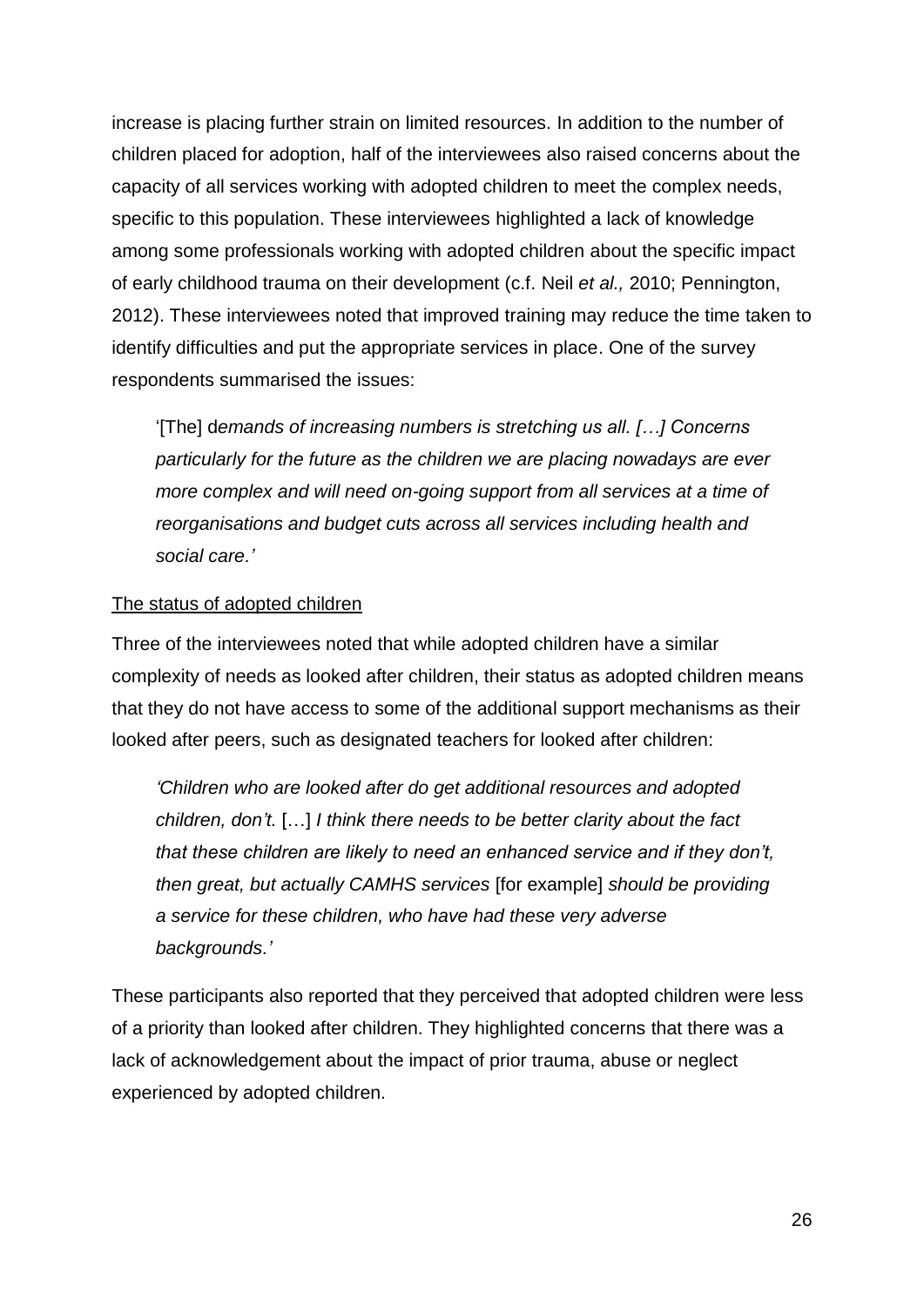increase is placing further strain on limited resources. In addition to the number of children placed for adoption, half of the interviewees also raised concerns about the capacity of all services working with adopted children to meet the complex needs, specific to this population. These interviewees highlighted a lack of knowledge among some professionals working with adopted children about the specific impact of early childhood trauma on their development (c.f. Neil *et al.,* 2010; Pennington, 2012). These interviewees noted that improved training may reduce the time taken to identify difficulties and put the appropriate services in place. One of the survey respondents summarised the issues:

> '[The] d*emands of increasing numbers is stretching us all. […] Concerns particularly for the future as the children we are placing nowadays are ever more complex and will need on-going support from all services at a time of reorganisations and budget cuts across all services including health and social care.'*

<u>The status of adopted children</u>

Three of the interviewees noted that while adopted children have a similar complexity of needs as looked after children, their status as adopted children means that they do not have access to some of the additional support mechanisms as their looked after peers, such as designated teachers for looked after children:

> *'Children who are looked after do get additional resources and adopted children, don't.* […] *I think there needs to be better clarity about the fact that these children are likely to need an enhanced service and if they don't, then great, but actually CAMHS services* [for example] *should be providing a service for these children, who have had these very adverse backgrounds.'*

These participants also reported that they perceived that adopted children were less of a priority than looked after children. They highlighted concerns that there was a lack of acknowledgement about the impact of prior trauma, abuse or neglect experienced by adopted children.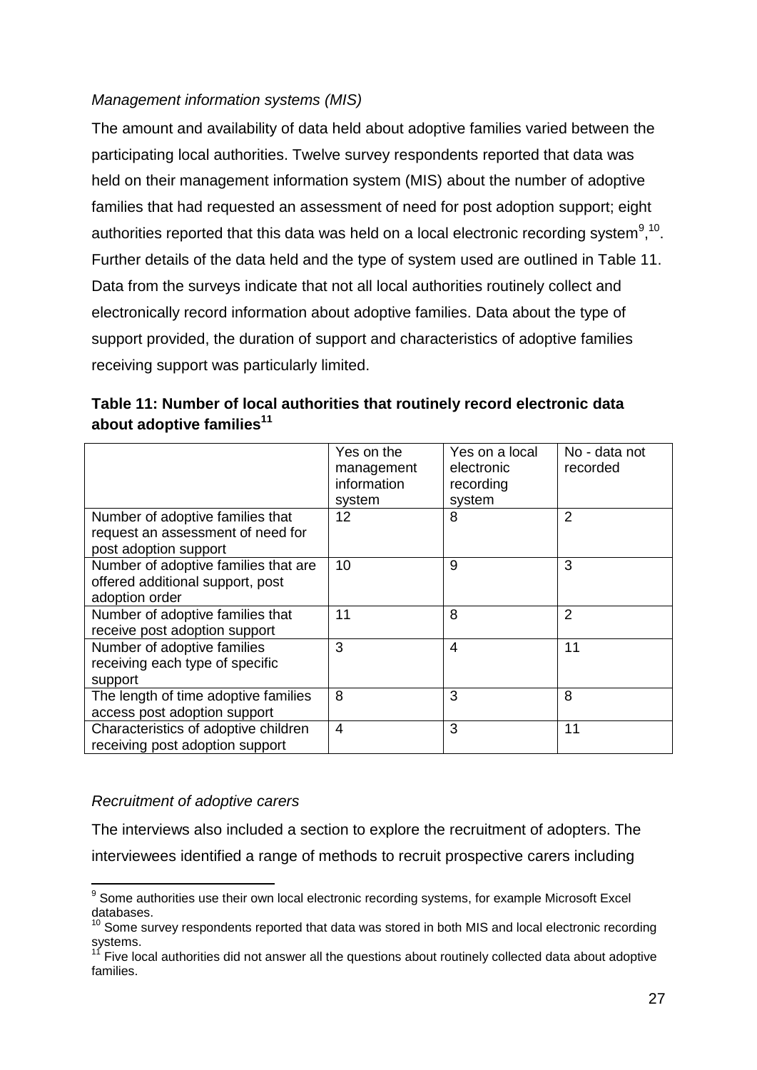*Management information systems (MIS)*

The amount and availability of data held about adoptive families varied between the participating local authorities. Twelve survey respondents reported that data was held on their management information system (MIS) about the number of adoptive families that had requested an assessment of need for post adoption support; eight authorities reported that this data was held on a local electronic recording system[9],[10]. Further details of the data held and the type of system used are outlined in Table 11. Data from the surveys indicate that not all local authorities routinely collect and electronically record information about adoptive families. Data about the type of support provided, the duration of support and characteristics of adoptive families receiving support was particularly limited.

**Table 11: Number of local authorities that routinely record electronic data about adoptive families[11]**

| | Yes on the management information system | Yes on a local electronic recording system | No - data not recorded |
|---|---|---|---|
| Number of adoptive families that request an assessment of need for post adoption support | 12 | 8 | 2 |
| Number of adoptive families that are offered additional support, post adoption order | 10 | 9 | 3 |
| Number of adoptive families that receive post adoption support | 11 | 8 | 2 |
| Number of adoptive families receiving each type of specific support | 3 | 4 | 11 |
| The length of time adoptive families access post adoption support | 8 | 3 | 8 |
| Characteristics of adoptive children receiving post adoption support | 4 | 3 | 11 |

*Recruitment of adoptive carers*

The interviews also included a section to explore the recruitment of adopters. The interviewees identified a range of methods to recruit prospective carers including

[9] Some authorities use their own local electronic recording systems, for example Microsoft Excel databases.

[10] Some survey respondents reported that data was stored in both MIS and local electronic recording systems.

[11] Five local authorities did not answer all the questions about routinely collected data about adoptive families.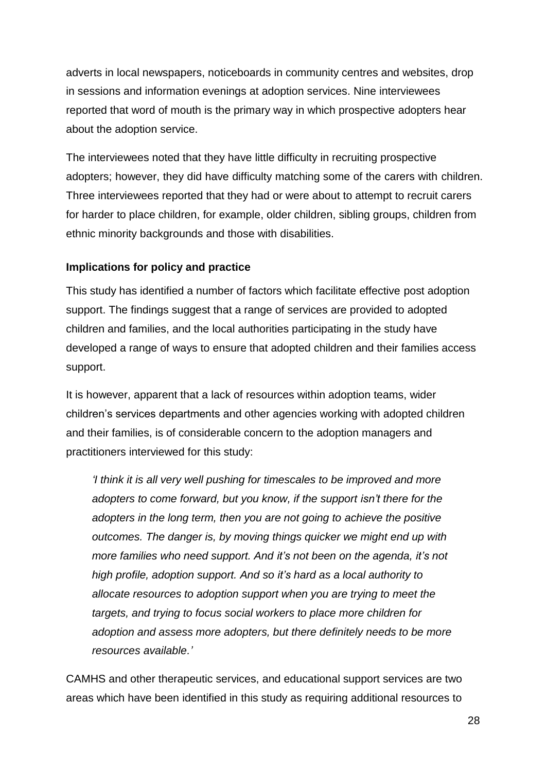adverts in local newspapers, noticeboards in community centres and websites, drop in sessions and information evenings at adoption services. Nine interviewees reported that word of mouth is the primary way in which prospective adopters hear about the adoption service.

The interviewees noted that they have little difficulty in recruiting prospective adopters; however, they did have difficulty matching some of the carers with children. Three interviewees reported that they had or were about to attempt to recruit carers for harder to place children, for example, older children, sibling groups, children from ethnic minority backgrounds and those with disabilities.

**Implications for policy and practice**

This study has identified a number of factors which facilitate effective post adoption support. The findings suggest that a range of services are provided to adopted children and families, and the local authorities participating in the study have developed a range of ways to ensure that adopted children and their families access support.

It is however, apparent that a lack of resources within adoption teams, wider children's services departments and other agencies working with adopted children and their families, is of considerable concern to the adoption managers and practitioners interviewed for this study:

> *'I think it is all very well pushing for timescales to be improved and more adopters to come forward, but you know, if the support isn't there for the adopters in the long term, then you are not going to achieve the positive outcomes. The danger is, by moving things quicker we might end up with more families who need support. And it's not been on the agenda, it's not high profile, adoption support. And so it's hard as a local authority to allocate resources to adoption support when you are trying to meet the targets, and trying to focus social workers to place more children for adoption and assess more adopters, but there definitely needs to be more resources available.'*

CAMHS and other therapeutic services, and educational support services are two areas which have been identified in this study as requiring additional resources to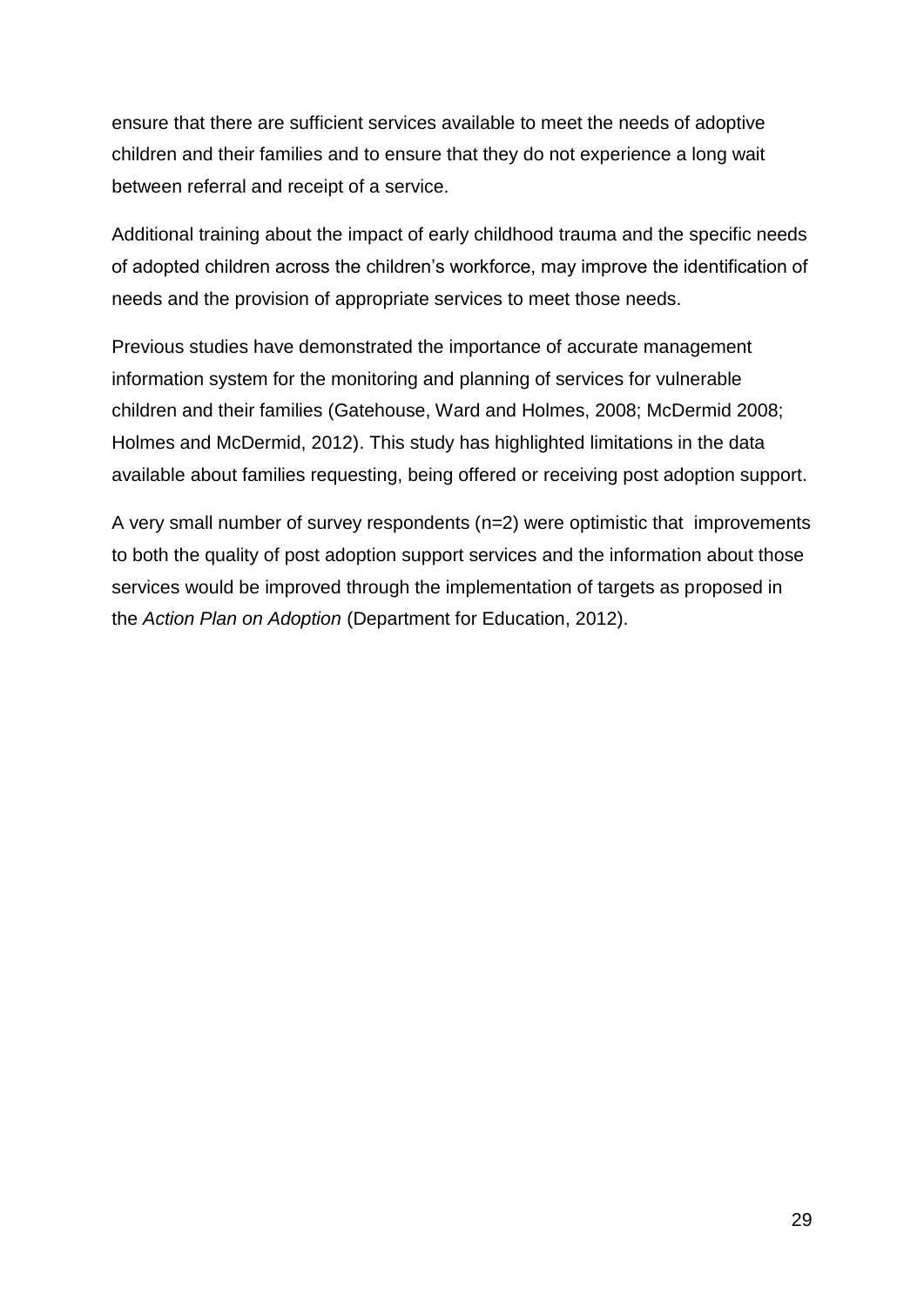ensure that there are sufficient services available to meet the needs of adoptive children and their families and to ensure that they do not experience a long wait between referral and receipt of a service.

Additional training about the impact of early childhood trauma and the specific needs of adopted children across the children's workforce, may improve the identification of needs and the provision of appropriate services to meet those needs.

Previous studies have demonstrated the importance of accurate management information system for the monitoring and planning of services for vulnerable children and their families (Gatehouse, Ward and Holmes, 2008; McDermid 2008; Holmes and McDermid, 2012). This study has highlighted limitations in the data available about families requesting, being offered or receiving post adoption support.

A very small number of survey respondents (n=2) were optimistic that improvements to both the quality of post adoption support services and the information about those services would be improved through the implementation of targets as proposed in the *Action Plan on Adoption* (Department for Education, 2012).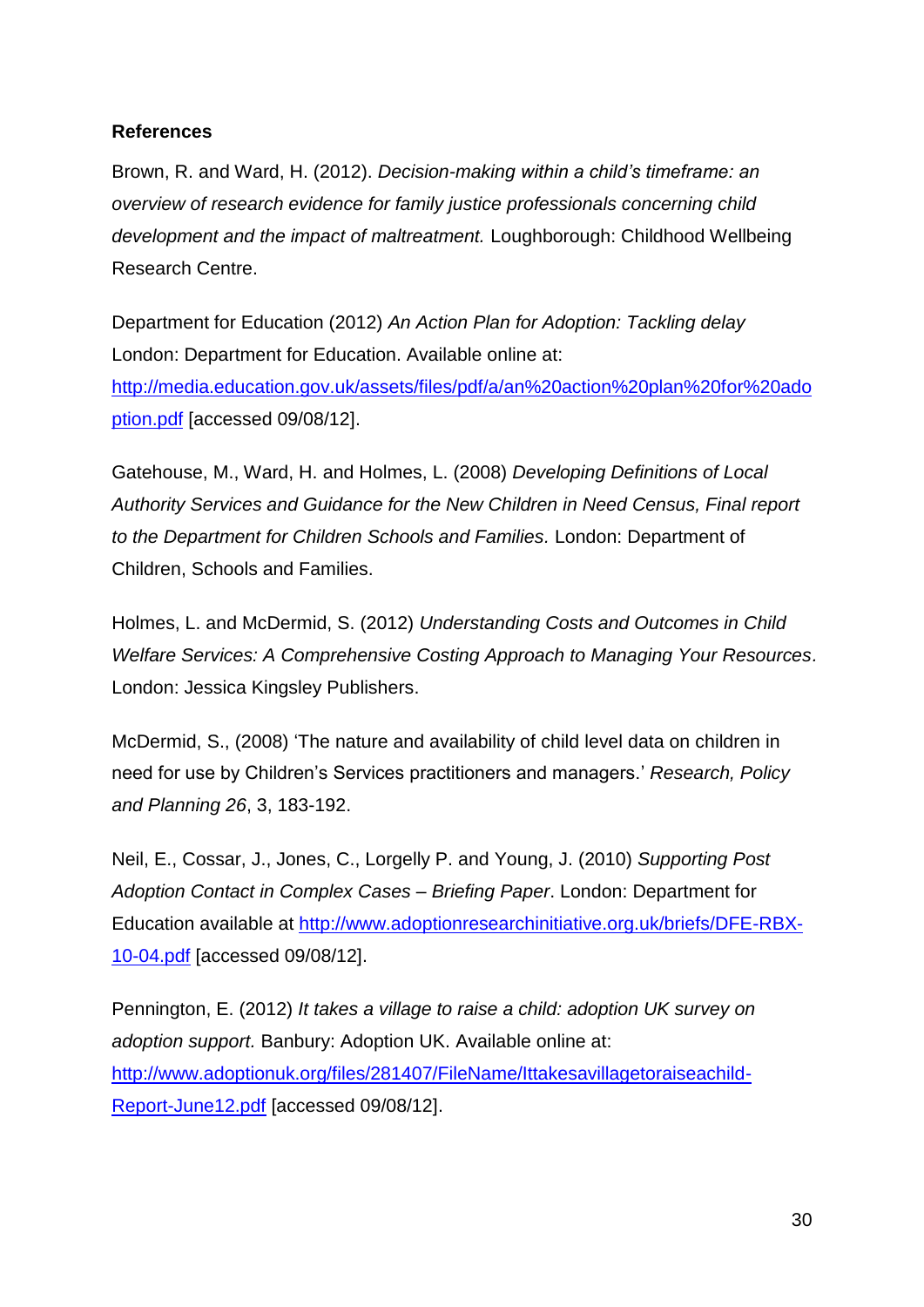**References**

Brown, R. and Ward, H. (2012). *Decision-making within a child's timeframe: an overview of research evidence for family justice professionals concerning child development and the impact of maltreatment.* Loughborough: Childhood Wellbeing Research Centre.

Department for Education (2012) *An Action Plan for Adoption: Tackling delay* London: Department for Education. Available online at: [http://media.education.gov.uk/assets/files/pdf/a/an%20action%20plan%20for%20adoption.pdf](http://media.education.gov.uk/assets/files/pdf/a/an%20action%20plan%20for%20adoption.pdf) [accessed 09/08/12].

Gatehouse, M., Ward, H. and Holmes, L. (2008) *Developing Definitions of Local Authority Services and Guidance for the New Children in Need Census, Final report to the Department for Children Schools and Families.* London: Department of Children, Schools and Families.

Holmes, L. and McDermid, S. (2012) *Understanding Costs and Outcomes in Child Welfare Services: A Comprehensive Costing Approach to Managing Your Resources*. London: Jessica Kingsley Publishers.

McDermid, S., (2008) 'The nature and availability of child level data on children in need for use by Children's Services practitioners and managers.' *Research, Policy and Planning 26*, 3, 183-192.

Neil, E., Cossar, J., Jones, C., Lorgelly P. and Young, J. (2010) *Supporting Post Adoption Contact in Complex Cases – Briefing Paper*. London: Department for Education available at [http://www.adoptionresearchinitiative.org.uk/briefs/DFE-RBX-10-04.pdf](http://www.adoptionresearchinitiative.org.uk/briefs/DFE-RBX-10-04.pdf) [accessed 09/08/12].

Pennington, E. (2012) *It takes a village to raise a child: adoption UK survey on adoption support.* Banbury: Adoption UK. Available online at: [http://www.adoptionuk.org/files/281407/FileName/Ittakesavillagetoraiseachild-Report-June12.pdf](http://www.adoptionuk.org/files/281407/FileName/Ittakesavillagetoraiseachild-Report-June12.pdf) [accessed 09/08/12].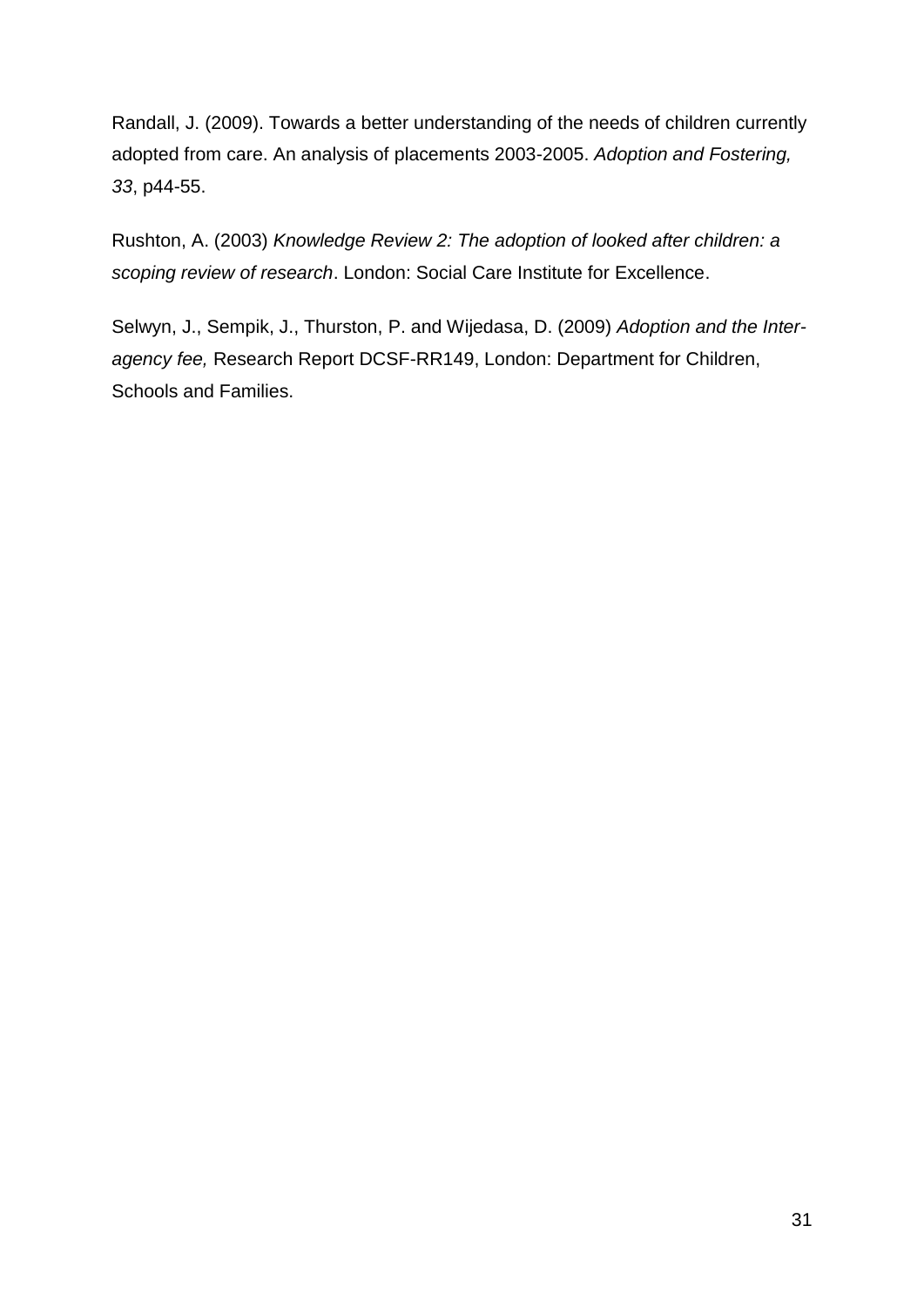Randall, J. (2009). Towards a better understanding of the needs of children currently adopted from care. An analysis of placements 2003-2005. *Adoption and Fostering, 33*, p44-55.

Rushton, A. (2003) *Knowledge Review 2: The adoption of looked after children: a scoping review of research*. London: Social Care Institute for Excellence.

Selwyn, J., Sempik, J., Thurston, P. and Wijedasa, D. (2009) *Adoption and the Inter-agency fee,* Research Report DCSF-RR149, London: Department for Children, Schools and Families.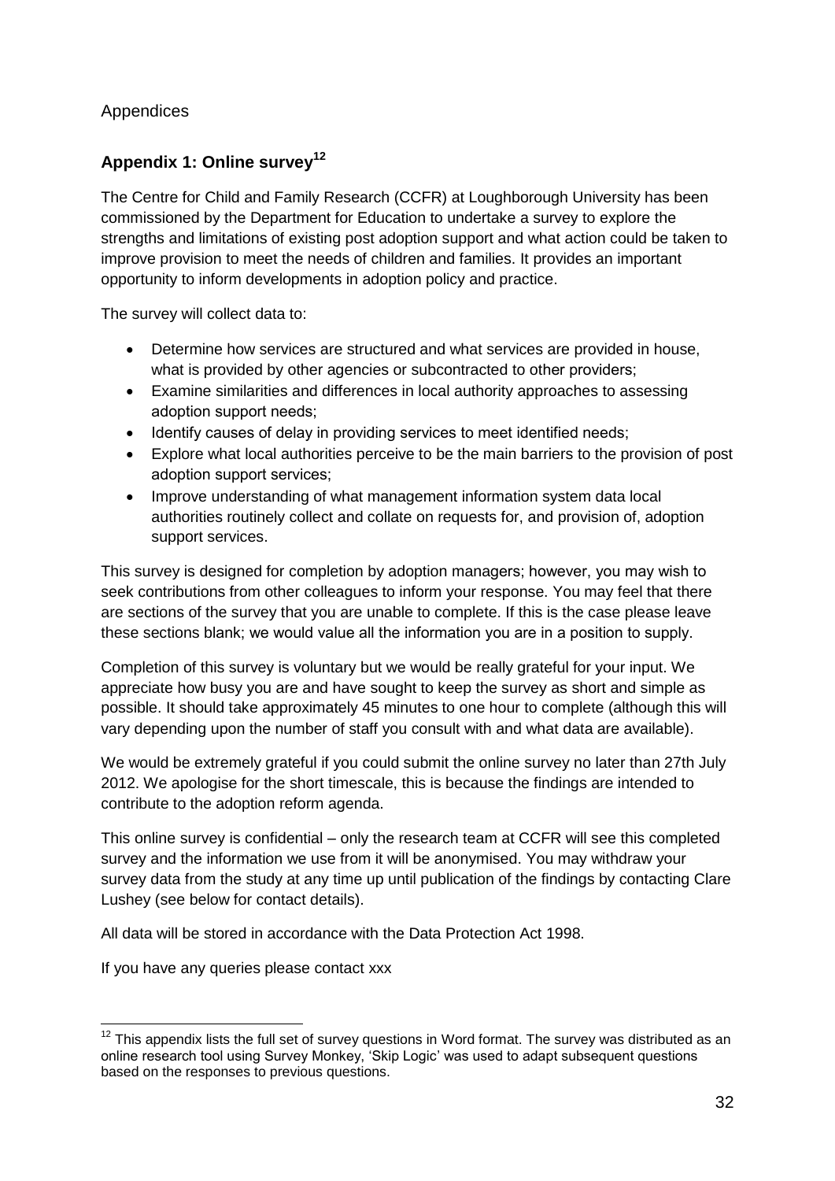## Appendices

### Appendix 1: Online survey[12]

The Centre for Child and Family Research (CCFR) at Loughborough University has been commissioned by the Department for Education to undertake a survey to explore the strengths and limitations of existing post adoption support and what action could be taken to improve provision to meet the needs of children and families. It provides an important opportunity to inform developments in adoption policy and practice.

The survey will collect data to:

- Determine how services are structured and what services are provided in house, what is provided by other agencies or subcontracted to other providers;
- Examine similarities and differences in local authority approaches to assessing adoption support needs;
- Identify causes of delay in providing services to meet identified needs;
- Explore what local authorities perceive to be the main barriers to the provision of post adoption support services;
- Improve understanding of what management information system data local authorities routinely collect and collate on requests for, and provision of, adoption support services.

This survey is designed for completion by adoption managers; however, you may wish to seek contributions from other colleagues to inform your response. You may feel that there are sections of the survey that you are unable to complete. If this is the case please leave these sections blank; we would value all the information you are in a position to supply.

Completion of this survey is voluntary but we would be really grateful for your input. We appreciate how busy you are and have sought to keep the survey as short and simple as possible. It should take approximately 45 minutes to one hour to complete (although this will vary depending upon the number of staff you consult with and what data are available).

We would be extremely grateful if you could submit the online survey no later than 27th July 2012. We apologise for the short timescale, this is because the findings are intended to contribute to the adoption reform agenda.

This online survey is confidential – only the research team at CCFR will see this completed survey and the information we use from it will be anonymised. You may withdraw your survey data from the study at any time up until publication of the findings by contacting Clare Lushey (see below for contact details).

All data will be stored in accordance with the Data Protection Act 1998.

If you have any queries please contact xxx

---

[12] This appendix lists the full set of survey questions in Word format. The survey was distributed as an online research tool using Survey Monkey, 'Skip Logic' was used to adapt subsequent questions based on the responses to previous questions.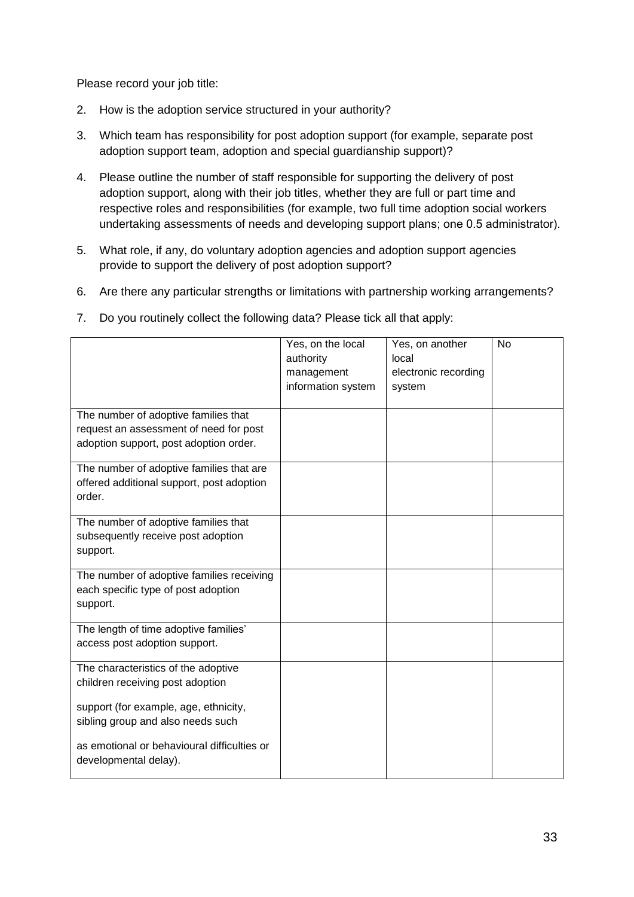Please record your job title:

2. How is the adoption service structured in your authority?

3. Which team has responsibility for post adoption support (for example, separate post adoption support team, adoption and special guardianship support)?

4. Please outline the number of staff responsible for supporting the delivery of post adoption support, along with their job titles, whether they are full or part time and respective roles and responsibilities (for example, two full time adoption social workers undertaking assessments of needs and developing support plans; one 0.5 administrator).

5. What role, if any, do voluntary adoption agencies and adoption support agencies provide to support the delivery of post adoption support?

6. Are there any particular strengths or limitations with partnership working arrangements?

7. Do you routinely collect the following data? Please tick all that apply:

| | Yes, on the local authority management information system | Yes, on another local electronic recording system | No |
|---|---|---|---|
| The number of adoptive families that request an assessment of need for post adoption support, post adoption order. | | | |
| The number of adoptive families that are offered additional support, post adoption order. | | | |
| The number of adoptive families that subsequently receive post adoption support. | | | |
| The number of adoptive families receiving each specific type of post adoption support. | | | |
| The length of time adoptive families' access post adoption support. | | | |
| The characteristics of the adoptive children receiving post adoption support (for example, age, ethnicity, sibling group and also needs such as emotional or behavioural difficulties or developmental delay). | | | |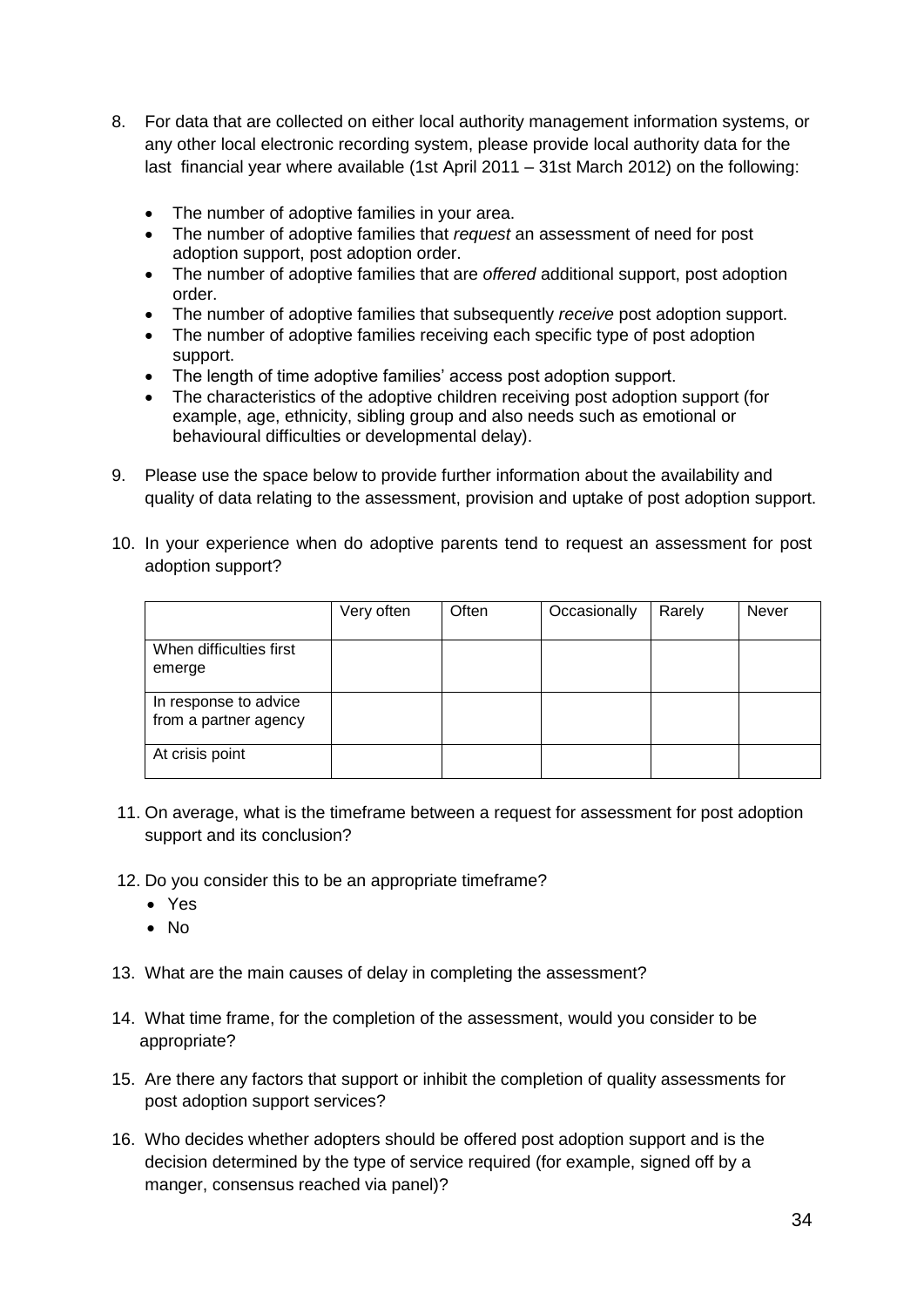8. For data that are collected on either local authority management information systems, or any other local electronic recording system, please provide local authority data for the last financial year where available (1st April 2011 – 31st March 2012) on the following:

   - The number of adoptive families in your area.
   - The number of adoptive families that *request* an assessment of need for post adoption support, post adoption order.
   - The number of adoptive families that are *offered* additional support, post adoption order.
   - The number of adoptive families that subsequently *receive* post adoption support.
   - The number of adoptive families receiving each specific type of post adoption support.
   - The length of time adoptive families' access post adoption support.
   - The characteristics of the adoptive children receiving post adoption support (for example, age, ethnicity, sibling group and also needs such as emotional or behavioural difficulties or developmental delay).

9. Please use the space below to provide further information about the availability and quality of data relating to the assessment, provision and uptake of post adoption support.

10. In your experience when do adoptive parents tend to request an assessment for post adoption support?

| | Very often | Often | Occasionally | Rarely | Never |
|---|---|---|---|---|---|
| When difficulties first emerge | | | | | |
| In response to advice from a partner agency | | | | | |
| At crisis point | | | | | |

11. On average, what is the timeframe between a request for assessment for post adoption support and its conclusion?

12. Do you consider this to be an appropriate timeframe?
    - Yes
    - No

13. What are the main causes of delay in completing the assessment?

14. What time frame, for the completion of the assessment, would you consider to be appropriate?

15. Are there any factors that support or inhibit the completion of quality assessments for post adoption support services?

16. Who decides whether adopters should be offered post adoption support and is the decision determined by the type of service required (for example, signed off by a manger, consensus reached via panel)?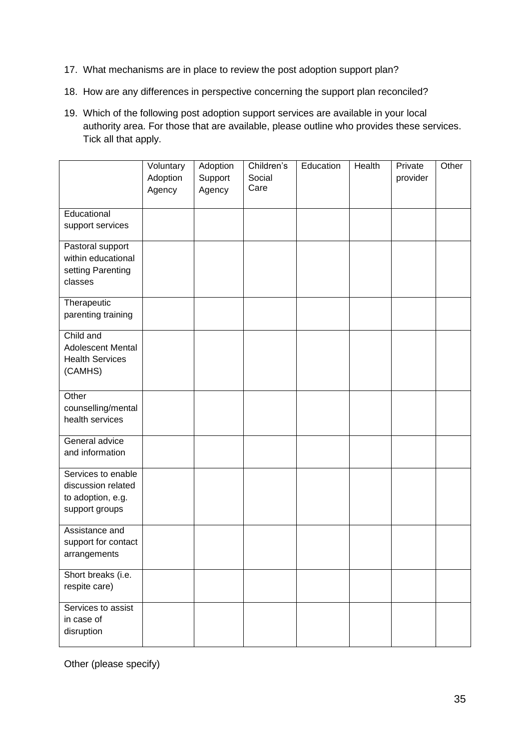17. What mechanisms are in place to review the post adoption support plan?
18. How are any differences in perspective concerning the support plan reconciled?
19. Which of the following post adoption support services are available in your local authority area. For those that are available, please outline who provides these services. Tick all that apply.

| | Voluntary Adoption Agency | Adoption Support Agency | Children's Social Care | Education | Health | Private provider | Other |
|---|---|---|---|---|---|---|---|
| Educational support services | | | | | | | |
| Pastoral support within educational setting Parenting classes | | | | | | | |
| Therapeutic parenting training | | | | | | | |
| Child and Adolescent Mental Health Services (CAMHS) | | | | | | | |
| Other counselling/mental health services | | | | | | | |
| General advice and information | | | | | | | |
| Services to enable discussion related to adoption, e.g. support groups | | | | | | | |
| Assistance and support for contact arrangements | | | | | | | |
| Short breaks (i.e. respite care) | | | | | | | |
| Services to assist in case of disruption | | | | | | | |

Other (please specify)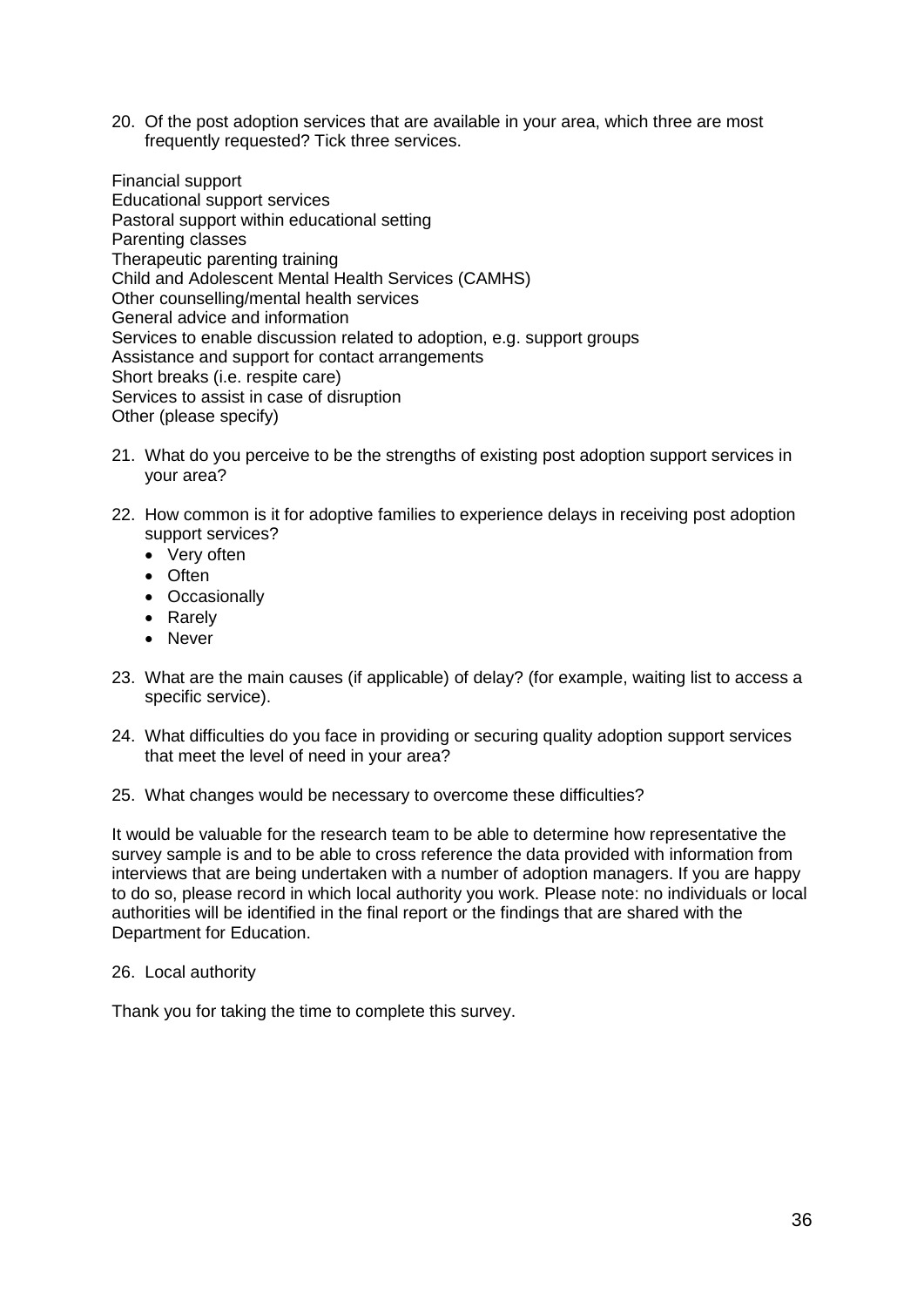20. Of the post adoption services that are available in your area, which three are most frequently requested? Tick three services.

Financial support
Educational support services
Pastoral support within educational setting
Parenting classes
Therapeutic parenting training
Child and Adolescent Mental Health Services (CAMHS)
Other counselling/mental health services
General advice and information
Services to enable discussion related to adoption, e.g. support groups
Assistance and support for contact arrangements
Short breaks (i.e. respite care)
Services to assist in case of disruption
Other (please specify)

21. What do you perceive to be the strengths of existing post adoption support services in your area?

22. How common is it for adoptive families to experience delays in receiving post adoption support services?
    - Very often
    - Often
    - Occasionally
    - Rarely
    - Never

23. What are the main causes (if applicable) of delay? (for example, waiting list to access a specific service).

24. What difficulties do you face in providing or securing quality adoption support services that meet the level of need in your area?

25. What changes would be necessary to overcome these difficulties?

It would be valuable for the research team to be able to determine how representative the survey sample is and to be able to cross reference the data provided with information from interviews that are being undertaken with a number of adoption managers. If you are happy to do so, please record in which local authority you work. Please note: no individuals or local authorities will be identified in the final report or the findings that are shared with the Department for Education.

26. Local authority

Thank you for taking the time to complete this survey.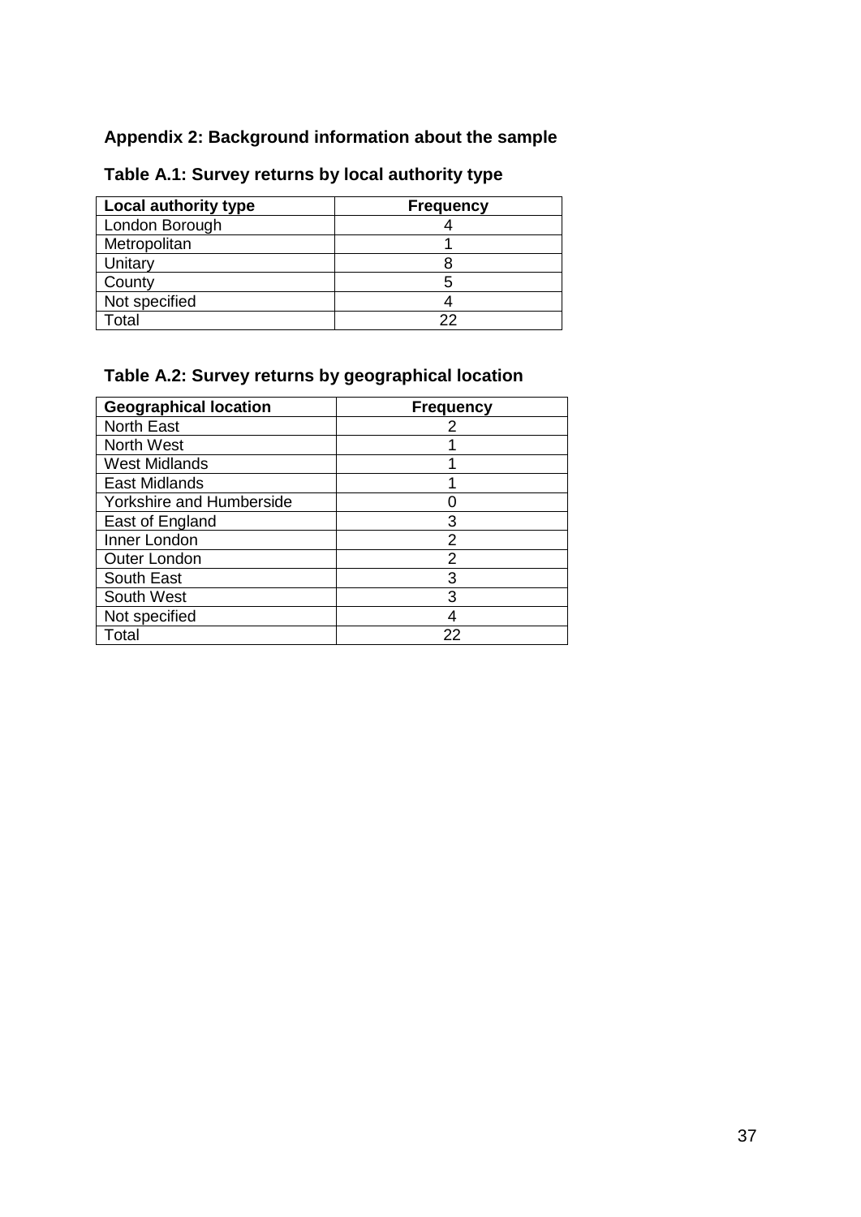## Appendix 2: Background information about the sample

### Table A.1: Survey returns by local authority type

| Local authority type | Frequency |
|---|---|
| London Borough | 4 |
| Metropolitan | 1 |
| Unitary | 8 |
| County | 5 |
| Not specified | 4 |
| Total | 22 |

### Table A.2: Survey returns by geographical location

| Geographical location | Frequency |
|---|---|
| North East | 2 |
| North West | 1 |
| West Midlands | 1 |
| East Midlands | 1 |
| Yorkshire and Humberside | 0 |
| East of England | 3 |
| Inner London | 2 |
| Outer London | 2 |
| South East | 3 |
| South West | 3 |
| Not specified | 4 |
| Total | 22 |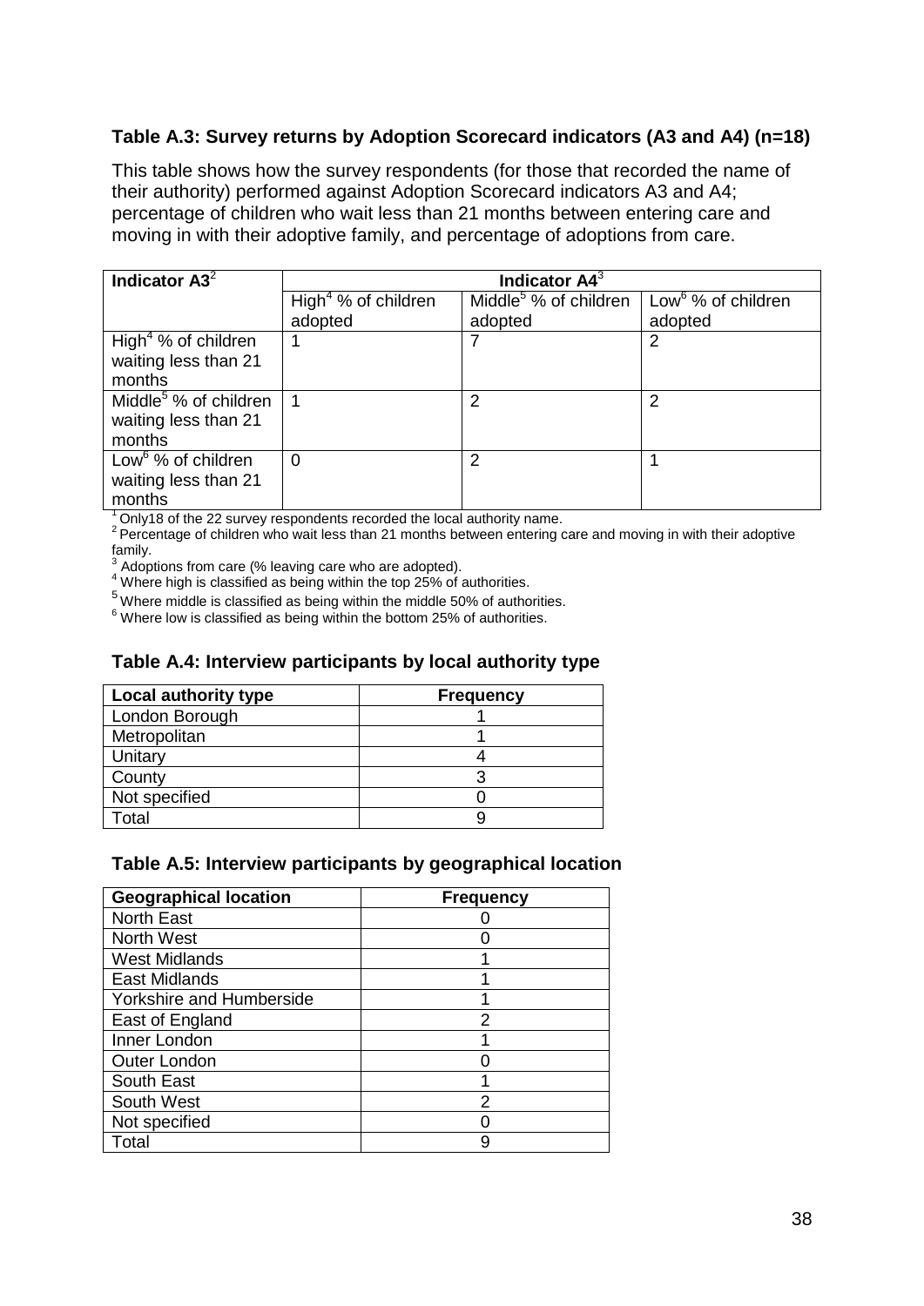### Table A.3: Survey returns by Adoption Scorecard indicators (A3 and A4) (n=18)

This table shows how the survey respondents (for those that recorded the name of their authority) performed against Adoption Scorecard indicators A3 and A4; percentage of children who wait less than 21 months between entering care and moving in with their adoptive family, and percentage of adoptions from care.

| Indicator A3[2] | Indicator A4[3] | | |
|---|---|---|---|
| | High[4] % of children adopted | Middle[5] % of children adopted | Low[6] % of children adopted |
| High[4] % of children waiting less than 21 months | 1 | 7 | 2 |
| Middle[5] % of children waiting less than 21 months | 1 | 2 | 2 |
| Low[6] % of children waiting less than 21 months | 0 | 2 | 1 |

[1] Only18 of the 22 survey respondents recorded the local authority name.
[2] Percentage of children who wait less than 21 months between entering care and moving in with their adoptive family.
[3] Adoptions from care (% leaving care who are adopted).
[4] Where high is classified as being within the top 25% of authorities.
[5] Where middle is classified as being within the middle 50% of authorities.
[6] Where low is classified as being within the bottom 25% of authorities.

### Table A.4: Interview participants by local authority type

| Local authority type | Frequency |
|---|---|
| London Borough | 1 |
| Metropolitan | 1 |
| Unitary | 4 |
| County | 3 |
| Not specified | 0 |
| Total | 9 |

### Table A.5: Interview participants by geographical location

| Geographical location | Frequency |
|---|---|
| North East | 0 |
| North West | 0 |
| West Midlands | 1 |
| East Midlands | 1 |
| Yorkshire and Humberside | 1 |
| East of England | 2 |
| Inner London | 1 |
| Outer London | 0 |
| South East | 1 |
| South West | 2 |
| Not specified | 0 |
| Total | 9 |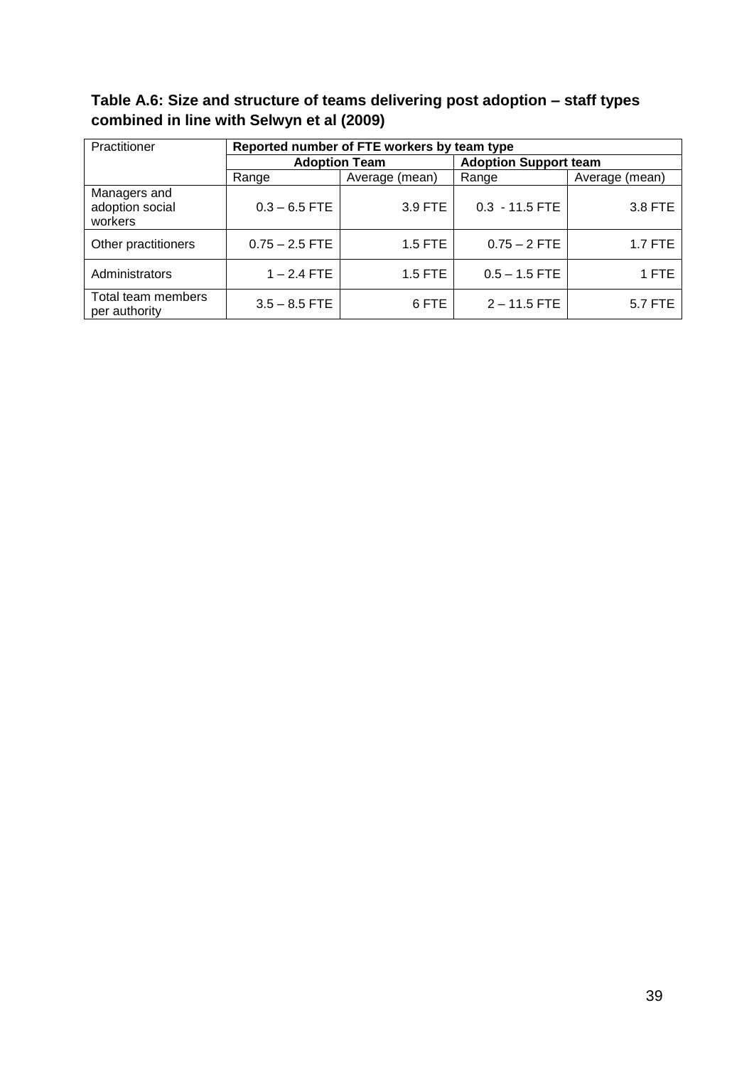**Table A.6: Size and structure of teams delivering post adoption – staff types combined in line with Selwyn et al (2009)**

| Practitioner | Reported number of FTE workers by team type | | | |
|---|---|---|---|---|
| | Adoption Team | | Adoption Support team | |
| | Range | Average (mean) | Range | Average (mean) |
| Managers and adoption social workers | 0.3 – 6.5 FTE | 3.9 FTE | 0.3 - 11.5 FTE | 3.8 FTE |
| Other practitioners | 0.75 – 2.5 FTE | 1.5 FTE | 0.75 – 2 FTE | 1.7 FTE |
| Administrators | 1 – 2.4 FTE | 1.5 FTE | 0.5 – 1.5 FTE | 1 FTE |
| Total team members per authority | 3.5 – 8.5 FTE | 6 FTE | 2 – 11.5 FTE | 5.7 FTE |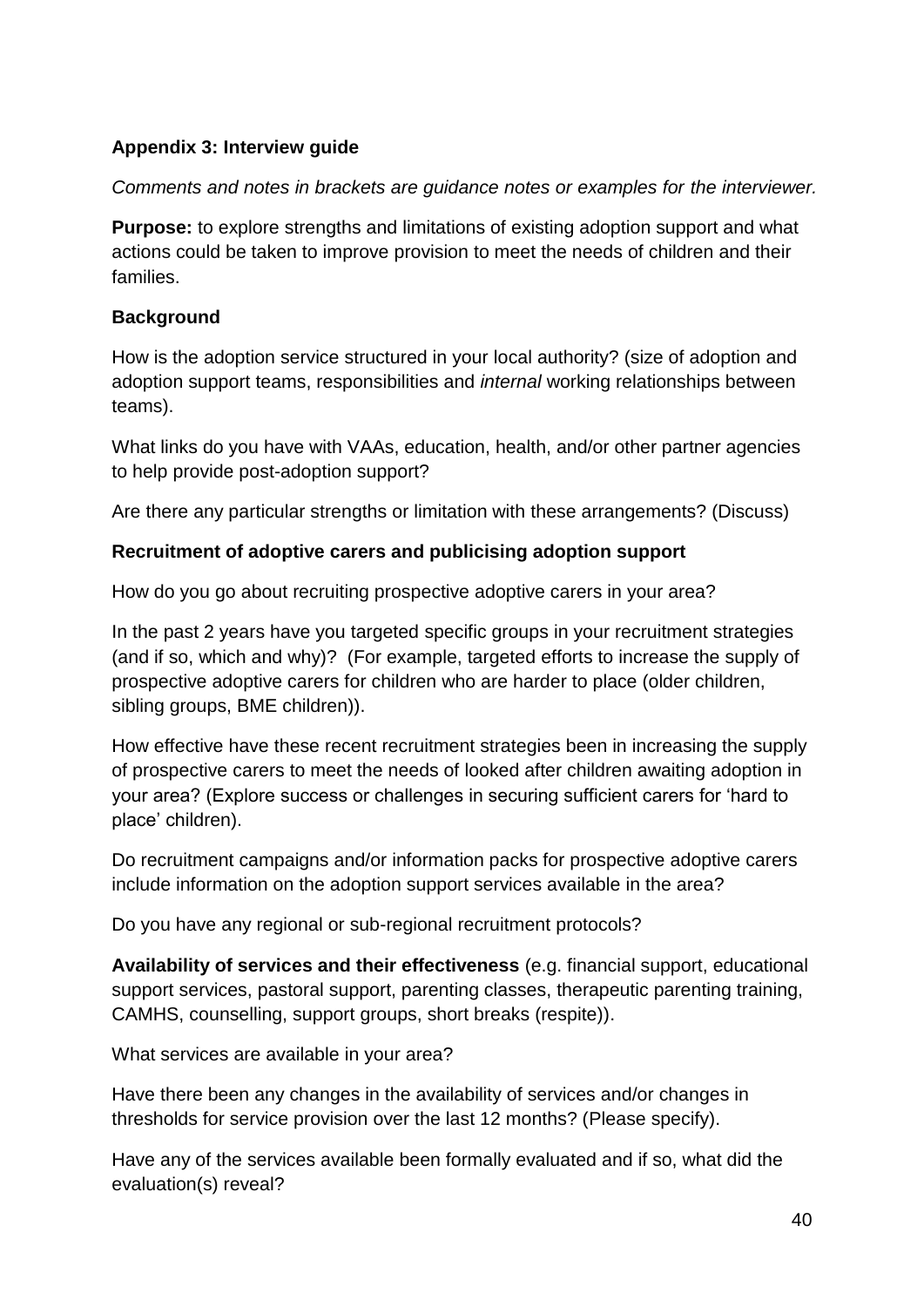## Appendix 3: Interview guide

*Comments and notes in brackets are guidance notes or examples for the interviewer.*

**Purpose:** to explore strengths and limitations of existing adoption support and what actions could be taken to improve provision to meet the needs of children and their families.

### Background

How is the adoption service structured in your local authority? (size of adoption and adoption support teams, responsibilities and *internal* working relationships between teams).

What links do you have with VAAs, education, health, and/or other partner agencies to help provide post-adoption support?

Are there any particular strengths or limitation with these arrangements? (Discuss)

### Recruitment of adoptive carers and publicising adoption support

How do you go about recruiting prospective adoptive carers in your area?

In the past 2 years have you targeted specific groups in your recruitment strategies (and if so, which and why)? (For example, targeted efforts to increase the supply of prospective adoptive carers for children who are harder to place (older children, sibling groups, BME children)).

How effective have these recent recruitment strategies been in increasing the supply of prospective carers to meet the needs of looked after children awaiting adoption in your area? (Explore success or challenges in securing sufficient carers for 'hard to place' children).

Do recruitment campaigns and/or information packs for prospective adoptive carers include information on the adoption support services available in the area?

Do you have any regional or sub-regional recruitment protocols?

**Availability of services and their effectiveness** (e.g. financial support, educational support services, pastoral support, parenting classes, therapeutic parenting training, CAMHS, counselling, support groups, short breaks (respite)).

What services are available in your area?

Have there been any changes in the availability of services and/or changes in thresholds for service provision over the last 12 months? (Please specify).

Have any of the services available been formally evaluated and if so, what did the evaluation(s) reveal?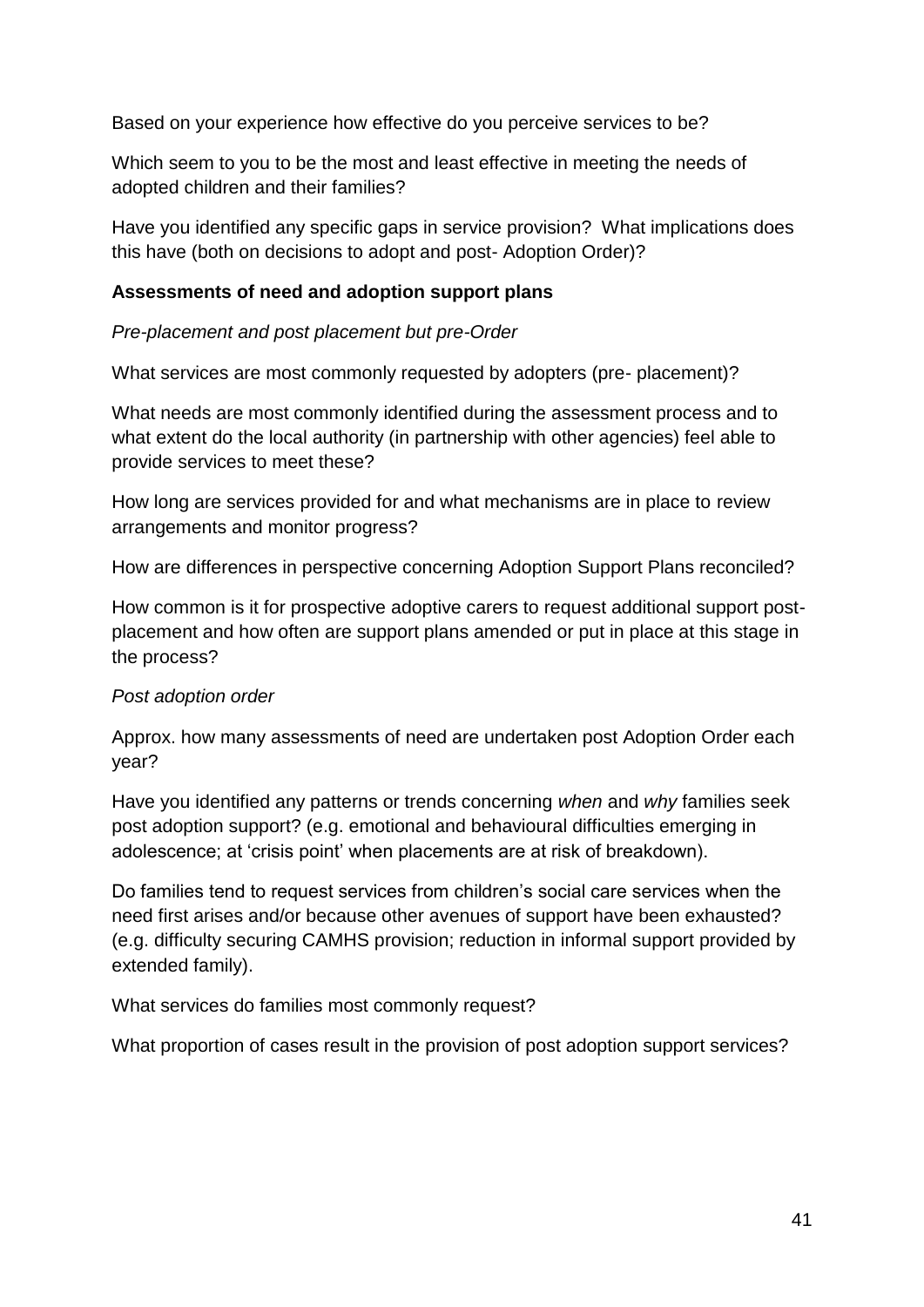Based on your experience how effective do you perceive services to be?

Which seem to you to be the most and least effective in meeting the needs of adopted children and their families?

Have you identified any specific gaps in service provision? What implications does this have (both on decisions to adopt and post- Adoption Order)?

**Assessments of need and adoption support plans**

*Pre-placement and post placement but pre-Order*

What services are most commonly requested by adopters (pre- placement)?

What needs are most commonly identified during the assessment process and to what extent do the local authority (in partnership with other agencies) feel able to provide services to meet these?

How long are services provided for and what mechanisms are in place to review arrangements and monitor progress?

How are differences in perspective concerning Adoption Support Plans reconciled?

How common is it for prospective adoptive carers to request additional support post-placement and how often are support plans amended or put in place at this stage in the process?

*Post adoption order*

Approx. how many assessments of need are undertaken post Adoption Order each year?

Have you identified any patterns or trends concerning *when* and *why* families seek post adoption support? (e.g. emotional and behavioural difficulties emerging in adolescence; at 'crisis point' when placements are at risk of breakdown).

Do families tend to request services from children's social care services when the need first arises and/or because other avenues of support have been exhausted? (e.g. difficulty securing CAMHS provision; reduction in informal support provided by extended family).

What services do families most commonly request?

What proportion of cases result in the provision of post adoption support services?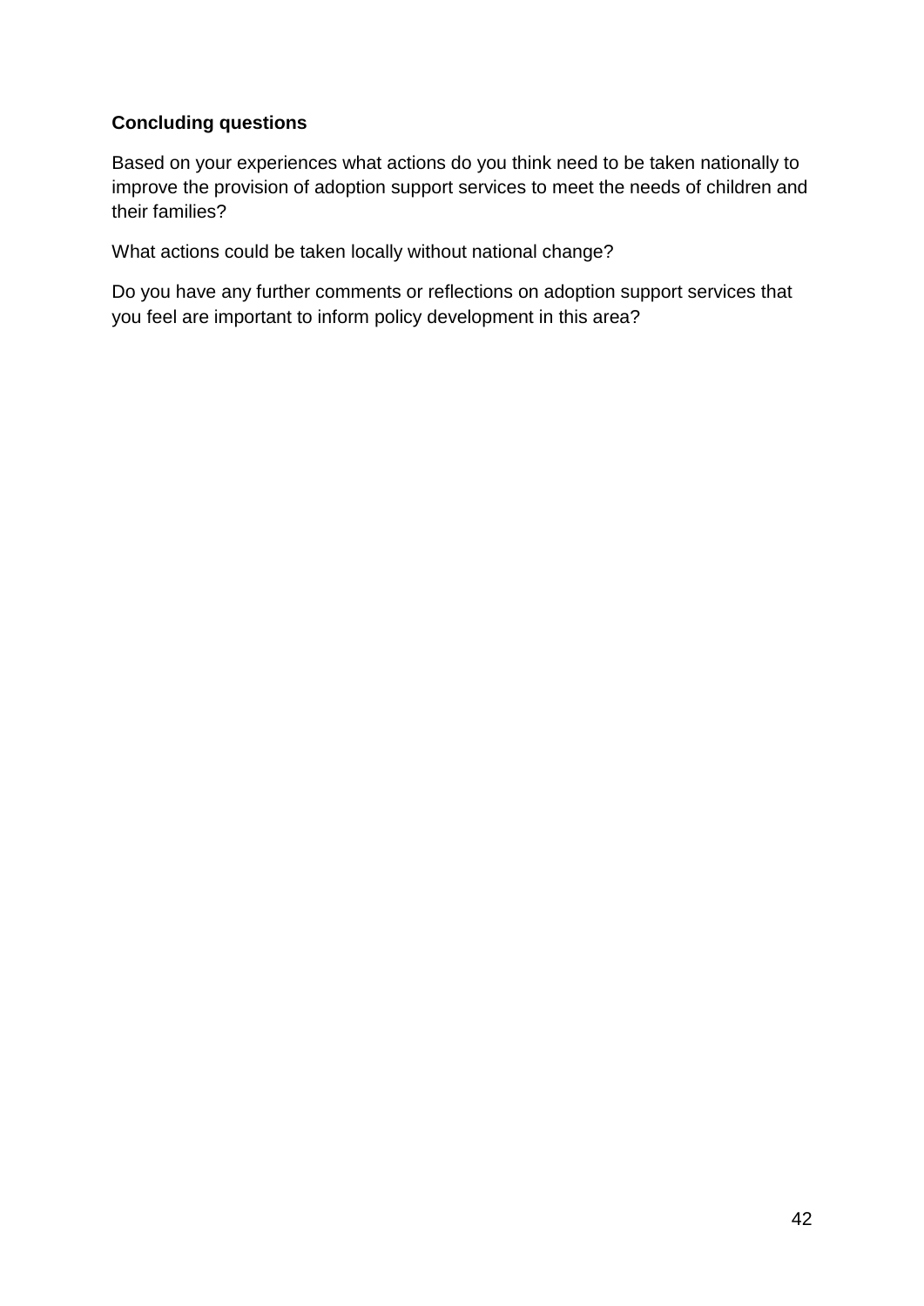**Concluding questions**

Based on your experiences what actions do you think need to be taken nationally to improve the provision of adoption support services to meet the needs of children and their families?

What actions could be taken locally without national change?

Do you have any further comments or reflections on adoption support services that you feel are important to inform policy development in this area?